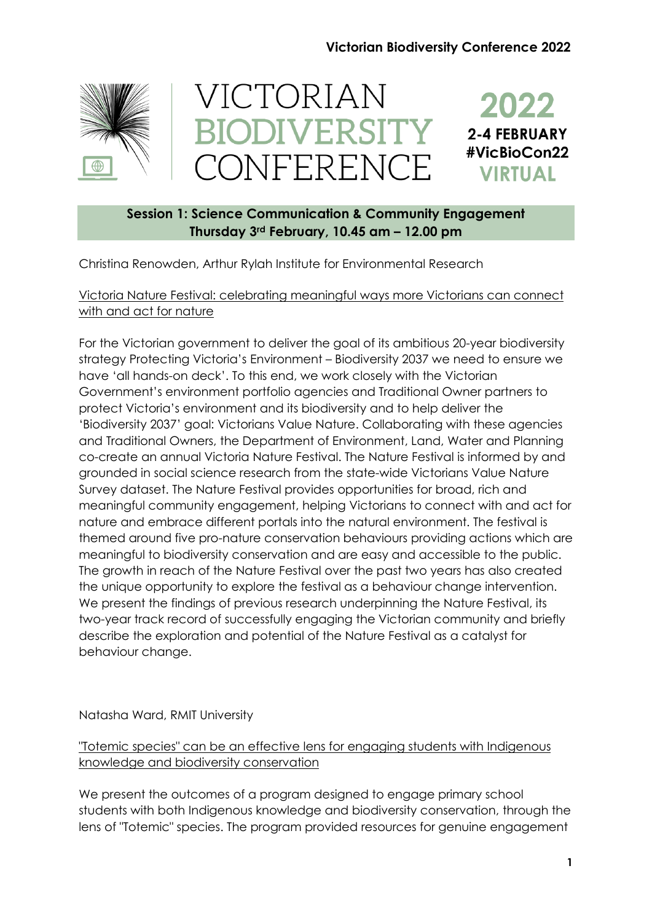# VICTORIAN BIODIVERSITY CONFERENCE

**2022**
**2-4 FEBRUARY**
**#VicBioCon22**
**VIRTUAL**

## Session 1: Science Communication & Community Engagement
**Thursday 3rd February, 10.45 am – 12.00 pm**

Christina Renowden, Arthur Rylah Institute for Environmental Research

### Victoria Nature Festival: celebrating meaningful ways more Victorians can connect with and act for nature

For the Victorian government to deliver the goal of its ambitious 20-year biodiversity strategy Protecting Victoria's Environment – Biodiversity 2037 we need to ensure we have 'all hands-on deck'. To this end, we work closely with the Victorian Government's environment portfolio agencies and Traditional Owner partners to protect Victoria's environment and its biodiversity and to help deliver the 'Biodiversity 2037' goal: Victorians Value Nature. Collaborating with these agencies and Traditional Owners, the Department of Environment, Land, Water and Planning co-create an annual Victoria Nature Festival. The Nature Festival is informed by and grounded in social science research from the state-wide Victorians Value Nature Survey dataset. The Nature Festival provides opportunities for broad, rich and meaningful community engagement, helping Victorians to connect with and act for nature and embrace different portals into the natural environment. The festival is themed around five pro-nature conservation behaviours providing actions which are meaningful to biodiversity conservation and are easy and accessible to the public. The growth in reach of the Nature Festival over the past two years has also created the unique opportunity to explore the festival as a behaviour change intervention. We present the findings of previous research underpinning the Nature Festival, its two-year track record of successfully engaging the Victorian community and briefly describe the exploration and potential of the Nature Festival as a catalyst for behaviour change.

Natasha Ward, RMIT University

### "Totemic species" can be an effective lens for engaging students with Indigenous knowledge and biodiversity conservation

We present the outcomes of a program designed to engage primary school students with both Indigenous knowledge and biodiversity conservation, through the lens of "Totemic" species. The program provided resources for genuine engagement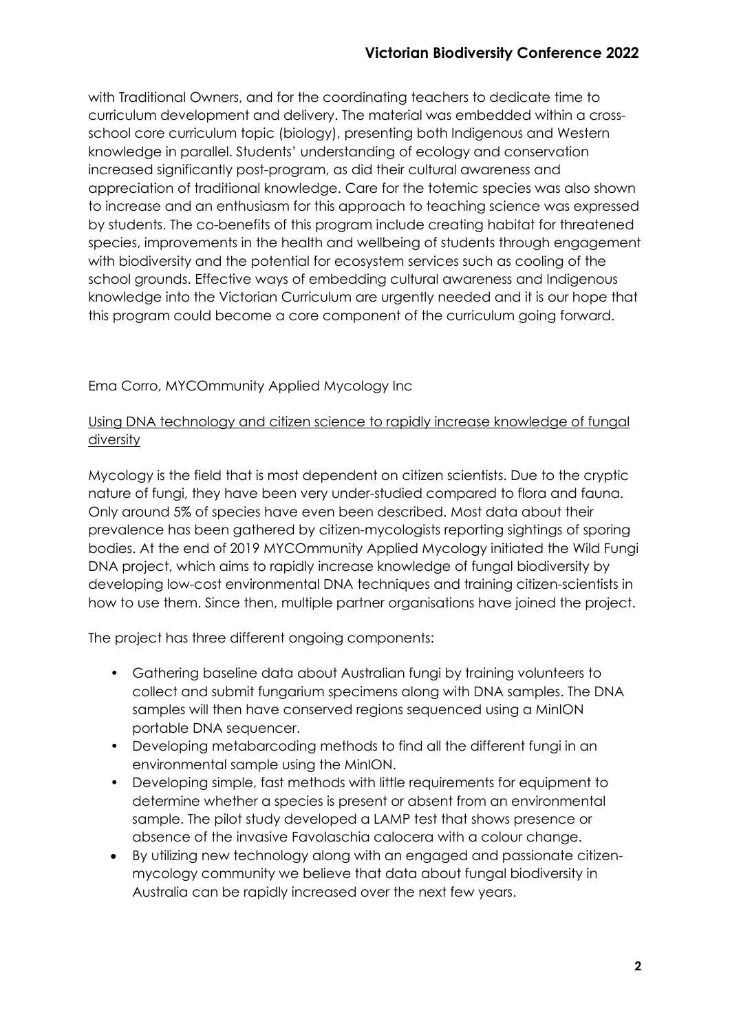with Traditional Owners, and for the coordinating teachers to dedicate time to curriculum development and delivery. The material was embedded within a cross-school core curriculum topic (biology), presenting both Indigenous and Western knowledge in parallel. Students' understanding of ecology and conservation increased significantly post-program, as did their cultural awareness and appreciation of traditional knowledge. Care for the totemic species was also shown to increase and an enthusiasm for this approach to teaching science was expressed by students. The co-benefits of this program include creating habitat for threatened species, improvements in the health and wellbeing of students through engagement with biodiversity and the potential for ecosystem services such as cooling of the school grounds. Effective ways of embedding cultural awareness and Indigenous knowledge into the Victorian Curriculum are urgently needed and it is our hope that this program could become a core component of the curriculum going forward.

Ema Corro, MYCOmmunity Applied Mycology Inc

<u>Using DNA technology and citizen science to rapidly increase knowledge of fungal diversity</u>

Mycology is the field that is most dependent on citizen scientists. Due to the cryptic nature of fungi, they have been very under-studied compared to flora and fauna. Only around 5% of species have even been described. Most data about their prevalence has been gathered by citizen-mycologists reporting sightings of sporing bodies. At the end of 2019 MYCOmmunity Applied Mycology initiated the Wild Fungi DNA project, which aims to rapidly increase knowledge of fungal biodiversity by developing low-cost environmental DNA techniques and training citizen-scientists in how to use them. Since then, multiple partner organisations have joined the project.

The project has three different ongoing components:

- Gathering baseline data about Australian fungi by training volunteers to collect and submit fungarium specimens along with DNA samples. The DNA samples will then have conserved regions sequenced using a MinION portable DNA sequencer.
- Developing metabarcoding methods to find all the different fungi in an environmental sample using the MinION.
- Developing simple, fast methods with little requirements for equipment to determine whether a species is present or absent from an environmental sample. The pilot study developed a LAMP test that shows presence or absence of the invasive Favolaschia calocera with a colour change.
- By utilizing new technology along with an engaged and passionate citizen-mycology community we believe that data about fungal biodiversity in Australia can be rapidly increased over the next few years.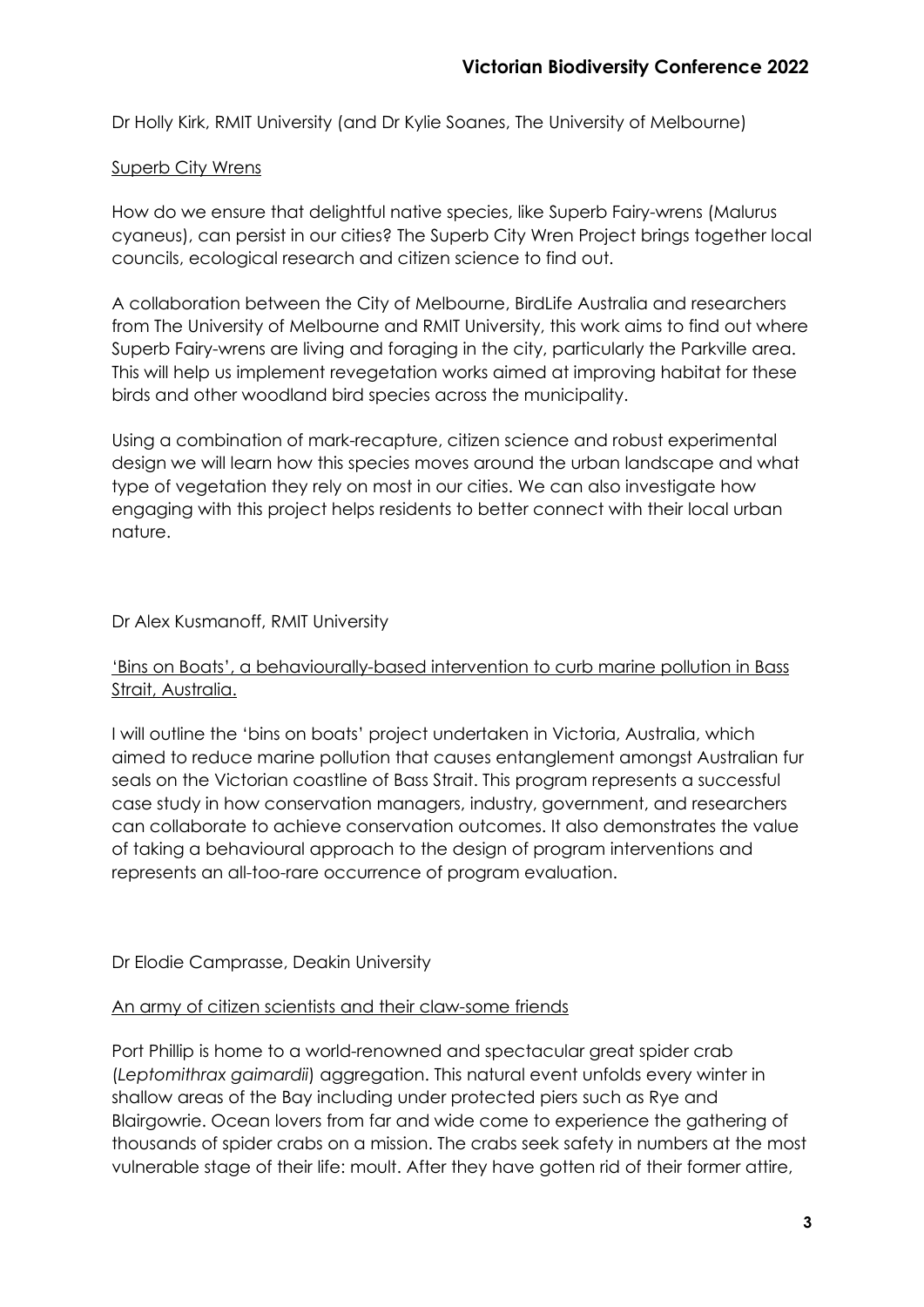Dr Holly Kirk, RMIT University (and Dr Kylie Soanes, The University of Melbourne)

Superb City Wrens

How do we ensure that delightful native species, like Superb Fairy-wrens (Malurus cyaneus), can persist in our cities? The Superb City Wren Project brings together local councils, ecological research and citizen science to find out.

A collaboration between the City of Melbourne, BirdLife Australia and researchers from The University of Melbourne and RMIT University, this work aims to find out where Superb Fairy-wrens are living and foraging in the city, particularly the Parkville area. This will help us implement revegetation works aimed at improving habitat for these birds and other woodland bird species across the municipality.

Using a combination of mark-recapture, citizen science and robust experimental design we will learn how this species moves around the urban landscape and what type of vegetation they rely on most in our cities. We can also investigate how engaging with this project helps residents to better connect with their local urban nature.

Dr Alex Kusmanoff, RMIT University

'Bins on Boats', a behaviourally-based intervention to curb marine pollution in Bass Strait, Australia.

I will outline the 'bins on boats' project undertaken in Victoria, Australia, which aimed to reduce marine pollution that causes entanglement amongst Australian fur seals on the Victorian coastline of Bass Strait. This program represents a successful case study in how conservation managers, industry, government, and researchers can collaborate to achieve conservation outcomes. It also demonstrates the value of taking a behavioural approach to the design of program interventions and represents an all-too-rare occurrence of program evaluation.

Dr Elodie Camprasse, Deakin University

An army of citizen scientists and their claw-some friends

Port Phillip is home to a world-renowned and spectacular great spider crab (*Leptomithrax gaimardii*) aggregation. This natural event unfolds every winter in shallow areas of the Bay including under protected piers such as Rye and Blairgowrie. Ocean lovers from far and wide come to experience the gathering of thousands of spider crabs on a mission. The crabs seek safety in numbers at the most vulnerable stage of their life: moult. After they have gotten rid of their former attire,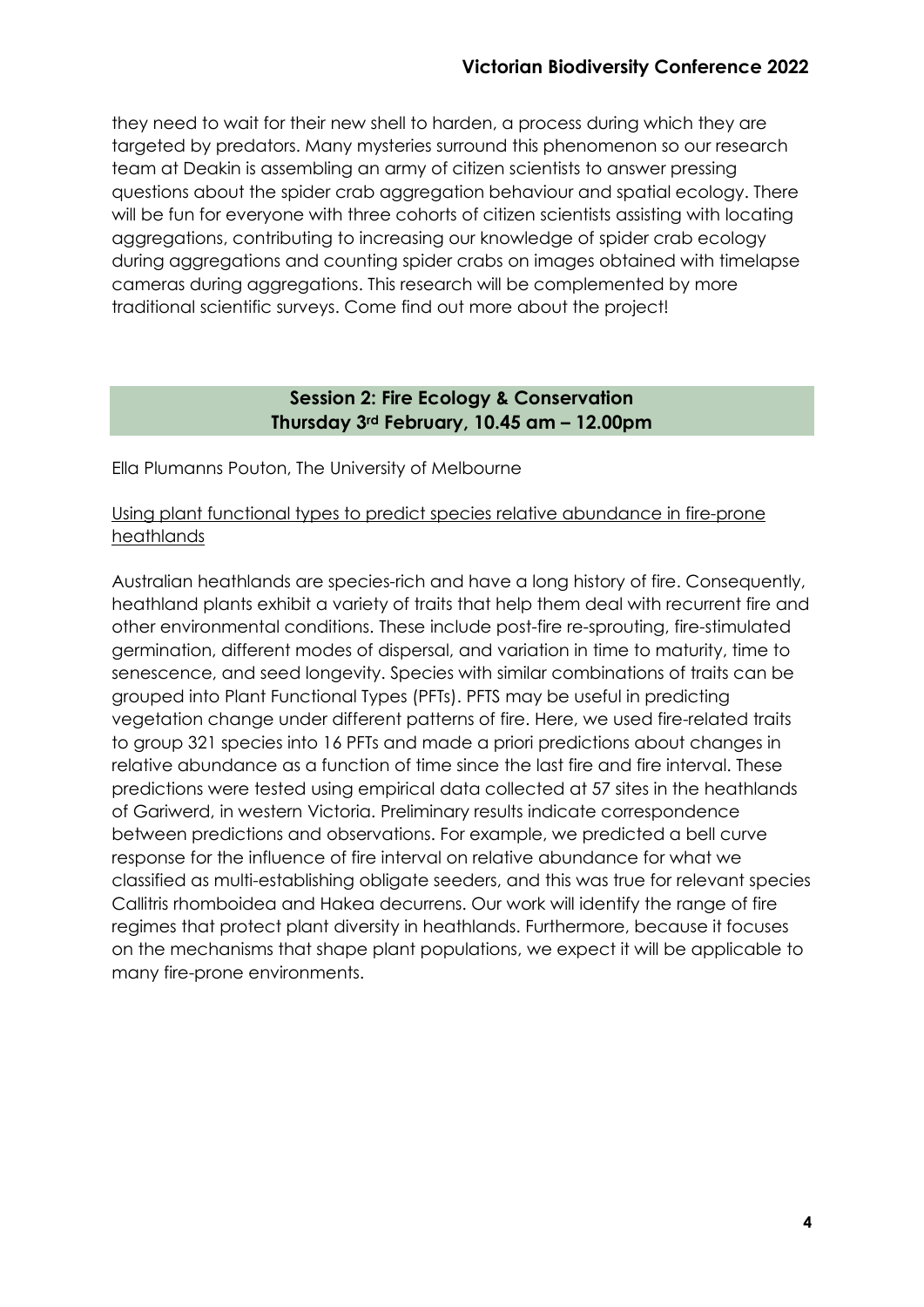they need to wait for their new shell to harden, a process during which they are targeted by predators. Many mysteries surround this phenomenon so our research team at Deakin is assembling an army of citizen scientists to answer pressing questions about the spider crab aggregation behaviour and spatial ecology. There will be fun for everyone with three cohorts of citizen scientists assisting with locating aggregations, contributing to increasing our knowledge of spider crab ecology during aggregations and counting spider crabs on images obtained with timelapse cameras during aggregations. This research will be complemented by more traditional scientific surveys. Come find out more about the project!

## Session 2: Fire Ecology & Conservation
## Thursday 3rd February, 10.45 am – 12.00pm

Ella Plumanns Pouton, The University of Melbourne

Using plant functional types to predict species relative abundance in fire-prone heathlands

Australian heathlands are species-rich and have a long history of fire. Consequently, heathland plants exhibit a variety of traits that help them deal with recurrent fire and other environmental conditions. These include post-fire re-sprouting, fire-stimulated germination, different modes of dispersal, and variation in time to maturity, time to senescence, and seed longevity. Species with similar combinations of traits can be grouped into Plant Functional Types (PFTs). PFTS may be useful in predicting vegetation change under different patterns of fire. Here, we used fire-related traits to group 321 species into 16 PFTs and made a priori predictions about changes in relative abundance as a function of time since the last fire and fire interval. These predictions were tested using empirical data collected at 57 sites in the heathlands of Gariwerd, in western Victoria. Preliminary results indicate correspondence between predictions and observations. For example, we predicted a bell curve response for the influence of fire interval on relative abundance for what we classified as multi-establishing obligate seeders, and this was true for relevant species Callitris rhomboidea and Hakea decurrens. Our work will identify the range of fire regimes that protect plant diversity in heathlands. Furthermore, because it focuses on the mechanisms that shape plant populations, we expect it will be applicable to many fire-prone environments.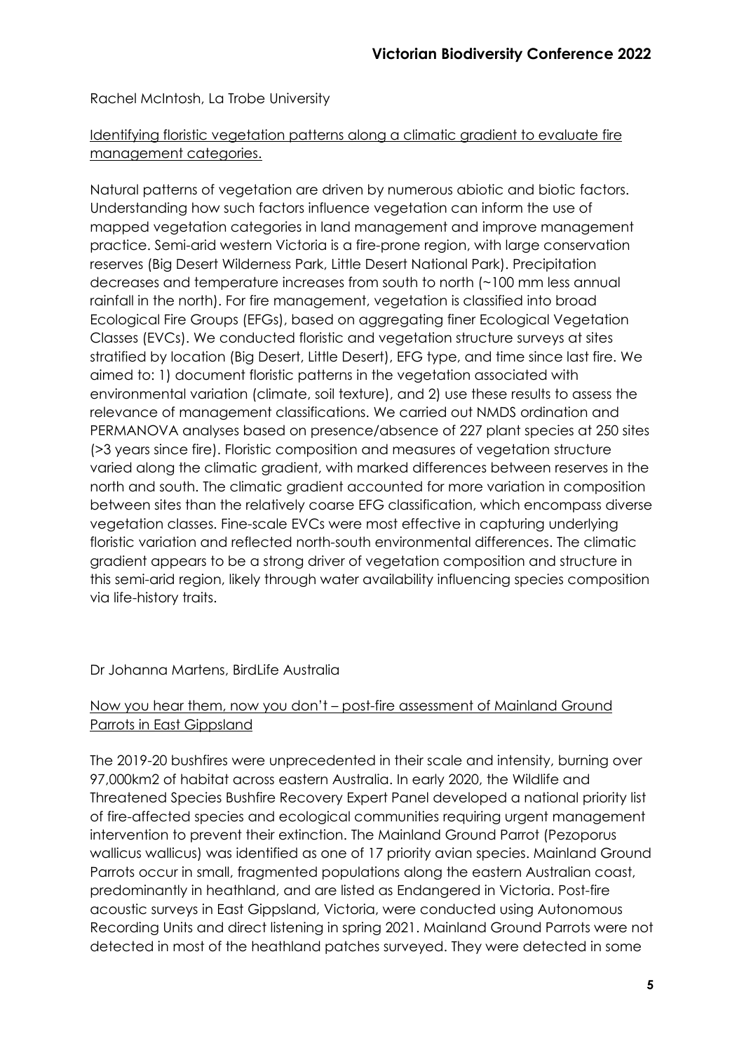Rachel McIntosh, La Trobe University

Identifying floristic vegetation patterns along a climatic gradient to evaluate fire management categories.

Natural patterns of vegetation are driven by numerous abiotic and biotic factors. Understanding how such factors influence vegetation can inform the use of mapped vegetation categories in land management and improve management practice. Semi-arid western Victoria is a fire-prone region, with large conservation reserves (Big Desert Wilderness Park, Little Desert National Park). Precipitation decreases and temperature increases from south to north (~100 mm less annual rainfall in the north). For fire management, vegetation is classified into broad Ecological Fire Groups (EFGs), based on aggregating finer Ecological Vegetation Classes (EVCs). We conducted floristic and vegetation structure surveys at sites stratified by location (Big Desert, Little Desert), EFG type, and time since last fire. We aimed to: 1) document floristic patterns in the vegetation associated with environmental variation (climate, soil texture), and 2) use these results to assess the relevance of management classifications. We carried out NMDS ordination and PERMANOVA analyses based on presence/absence of 227 plant species at 250 sites (>3 years since fire). Floristic composition and measures of vegetation structure varied along the climatic gradient, with marked differences between reserves in the north and south. The climatic gradient accounted for more variation in composition between sites than the relatively coarse EFG classification, which encompass diverse vegetation classes. Fine-scale EVCs were most effective in capturing underlying floristic variation and reflected north-south environmental differences. The climatic gradient appears to be a strong driver of vegetation composition and structure in this semi-arid region, likely through water availability influencing species composition via life-history traits.

Dr Johanna Martens, BirdLife Australia

Now you hear them, now you don't – post-fire assessment of Mainland Ground Parrots in East Gippsland

The 2019-20 bushfires were unprecedented in their scale and intensity, burning over 97,000km2 of habitat across eastern Australia. In early 2020, the Wildlife and Threatened Species Bushfire Recovery Expert Panel developed a national priority list of fire-affected species and ecological communities requiring urgent management intervention to prevent their extinction. The Mainland Ground Parrot (Pezoporus wallicus wallicus) was identified as one of 17 priority avian species. Mainland Ground Parrots occur in small, fragmented populations along the eastern Australian coast, predominantly in heathland, and are listed as Endangered in Victoria. Post-fire acoustic surveys in East Gippsland, Victoria, were conducted using Autonomous Recording Units and direct listening in spring 2021. Mainland Ground Parrots were not detected in most of the heathland patches surveyed. They were detected in some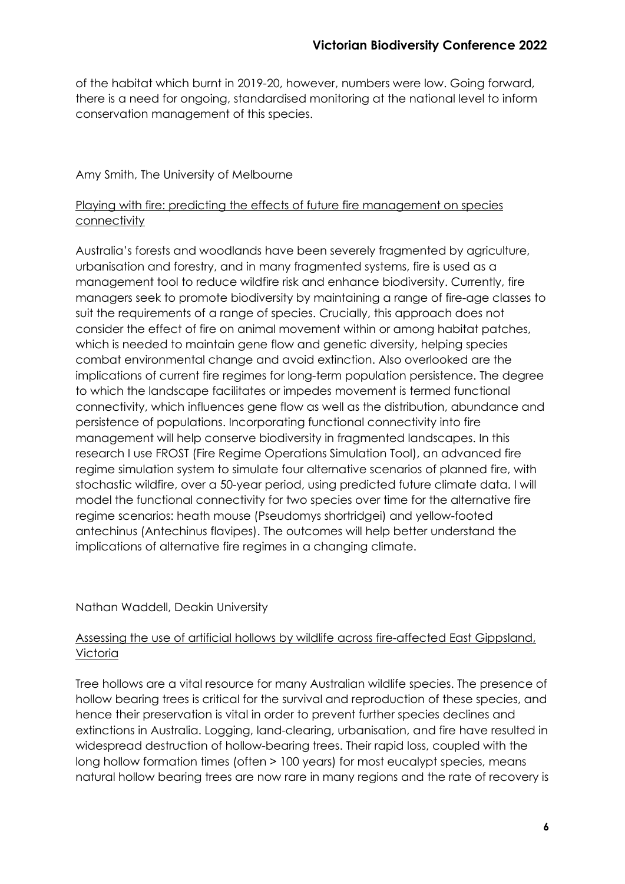of the habitat which burnt in 2019-20, however, numbers were low. Going forward, there is a need for ongoing, standardised monitoring at the national level to inform conservation management of this species.

Amy Smith, The University of Melbourne

<u>Playing with fire: predicting the effects of future fire management on species connectivity</u>

Australia's forests and woodlands have been severely fragmented by agriculture, urbanisation and forestry, and in many fragmented systems, fire is used as a management tool to reduce wildfire risk and enhance biodiversity. Currently, fire managers seek to promote biodiversity by maintaining a range of fire-age classes to suit the requirements of a range of species. Crucially, this approach does not consider the effect of fire on animal movement within or among habitat patches, which is needed to maintain gene flow and genetic diversity, helping species combat environmental change and avoid extinction. Also overlooked are the implications of current fire regimes for long-term population persistence. The degree to which the landscape facilitates or impedes movement is termed functional connectivity, which influences gene flow as well as the distribution, abundance and persistence of populations. Incorporating functional connectivity into fire management will help conserve biodiversity in fragmented landscapes. In this research I use FROST (Fire Regime Operations Simulation Tool), an advanced fire regime simulation system to simulate four alternative scenarios of planned fire, with stochastic wildfire, over a 50-year period, using predicted future climate data. I will model the functional connectivity for two species over time for the alternative fire regime scenarios: heath mouse (Pseudomys shortridgei) and yellow-footed antechinus (Antechinus flavipes). The outcomes will help better understand the implications of alternative fire regimes in a changing climate.

Nathan Waddell, Deakin University

<u>Assessing the use of artificial hollows by wildlife across fire-affected East Gippsland, Victoria</u>

Tree hollows are a vital resource for many Australian wildlife species. The presence of hollow bearing trees is critical for the survival and reproduction of these species, and hence their preservation is vital in order to prevent further species declines and extinctions in Australia. Logging, land-clearing, urbanisation, and fire have resulted in widespread destruction of hollow-bearing trees. Their rapid loss, coupled with the long hollow formation times (often > 100 years) for most eucalypt species, means natural hollow bearing trees are now rare in many regions and the rate of recovery is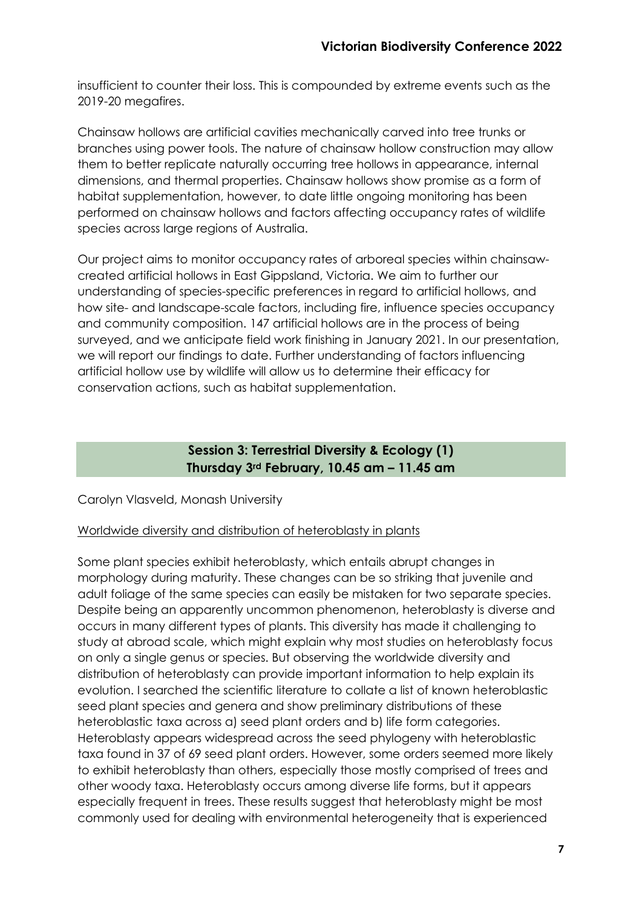insufficient to counter their loss. This is compounded by extreme events such as the 2019-20 megafires.

Chainsaw hollows are artificial cavities mechanically carved into tree trunks or branches using power tools. The nature of chainsaw hollow construction may allow them to better replicate naturally occurring tree hollows in appearance, internal dimensions, and thermal properties. Chainsaw hollows show promise as a form of habitat supplementation, however, to date little ongoing monitoring has been performed on chainsaw hollows and factors affecting occupancy rates of wildlife species across large regions of Australia.

Our project aims to monitor occupancy rates of arboreal species within chainsaw-created artificial hollows in East Gippsland, Victoria. We aim to further our understanding of species-specific preferences in regard to artificial hollows, and how site- and landscape-scale factors, including fire, influence species occupancy and community composition. 147 artificial hollows are in the process of being surveyed, and we anticipate field work finishing in January 2021. In our presentation, we will report our findings to date. Further understanding of factors influencing artificial hollow use by wildlife will allow us to determine their efficacy for conservation actions, such as habitat supplementation.

## Session 3: Terrestrial Diversity & Ecology (1)
## Thursday 3rd February, 10.45 am – 11.45 am

Carolyn Vlasveld, Monash University

Worldwide diversity and distribution of heteroblasty in plants

Some plant species exhibit heteroblasty, which entails abrupt changes in morphology during maturity. These changes can be so striking that juvenile and adult foliage of the same species can easily be mistaken for two separate species. Despite being an apparently uncommon phenomenon, heteroblasty is diverse and occurs in many different types of plants. This diversity has made it challenging to study at abroad scale, which might explain why most studies on heteroblasty focus on only a single genus or species. But observing the worldwide diversity and distribution of heteroblasty can provide important information to help explain its evolution. I searched the scientific literature to collate a list of known heteroblastic seed plant species and genera and show preliminary distributions of these heteroblastic taxa across a) seed plant orders and b) life form categories. Heteroblasty appears widespread across the seed phylogeny with heteroblastic taxa found in 37 of 69 seed plant orders. However, some orders seemed more likely to exhibit heteroblasty than others, especially those mostly comprised of trees and other woody taxa. Heteroblasty occurs among diverse life forms, but it appears especially frequent in trees. These results suggest that heteroblasty might be most commonly used for dealing with environmental heterogeneity that is experienced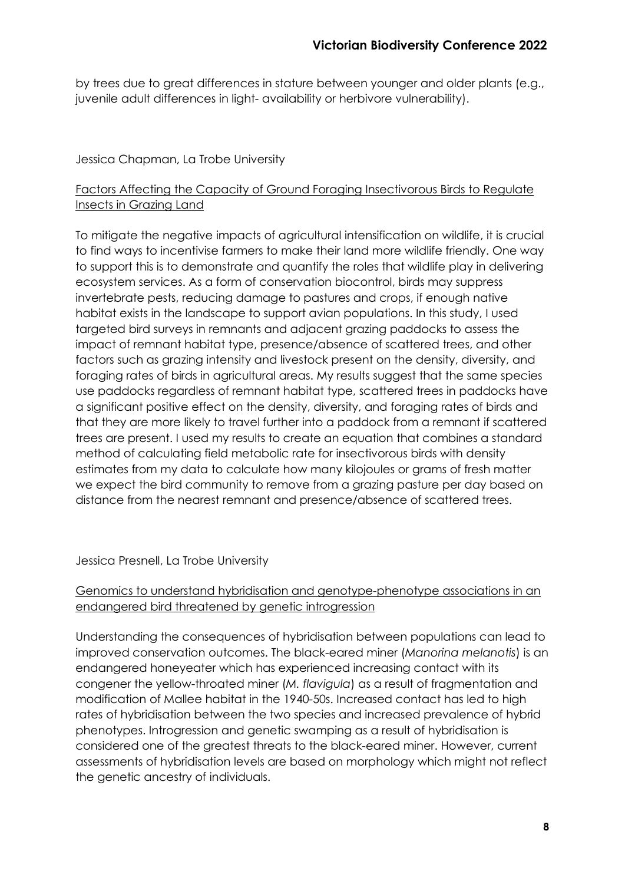by trees due to great differences in stature between younger and older plants (e.g., juvenile adult differences in light- availability or herbivore vulnerability).

Jessica Chapman, La Trobe University

Factors Affecting the Capacity of Ground Foraging Insectivorous Birds to Regulate Insects in Grazing Land

To mitigate the negative impacts of agricultural intensification on wildlife, it is crucial to find ways to incentivise farmers to make their land more wildlife friendly. One way to support this is to demonstrate and quantify the roles that wildlife play in delivering ecosystem services. As a form of conservation biocontrol, birds may suppress invertebrate pests, reducing damage to pastures and crops, if enough native habitat exists in the landscape to support avian populations. In this study, I used targeted bird surveys in remnants and adjacent grazing paddocks to assess the impact of remnant habitat type, presence/absence of scattered trees, and other factors such as grazing intensity and livestock present on the density, diversity, and foraging rates of birds in agricultural areas. My results suggest that the same species use paddocks regardless of remnant habitat type, scattered trees in paddocks have a significant positive effect on the density, diversity, and foraging rates of birds and that they are more likely to travel further into a paddock from a remnant if scattered trees are present. I used my results to create an equation that combines a standard method of calculating field metabolic rate for insectivorous birds with density estimates from my data to calculate how many kilojoules or grams of fresh matter we expect the bird community to remove from a grazing pasture per day based on distance from the nearest remnant and presence/absence of scattered trees.

Jessica Presnell, La Trobe University

Genomics to understand hybridisation and genotype-phenotype associations in an endangered bird threatened by genetic introgression

Understanding the consequences of hybridisation between populations can lead to improved conservation outcomes. The black-eared miner (*Manorina melanotis*) is an endangered honeyeater which has experienced increasing contact with its congener the yellow-throated miner (*M. flavigula*) as a result of fragmentation and modification of Mallee habitat in the 1940-50s. Increased contact has led to high rates of hybridisation between the two species and increased prevalence of hybrid phenotypes. Introgression and genetic swamping as a result of hybridisation is considered one of the greatest threats to the black-eared miner. However, current assessments of hybridisation levels are based on morphology which might not reflect the genetic ancestry of individuals.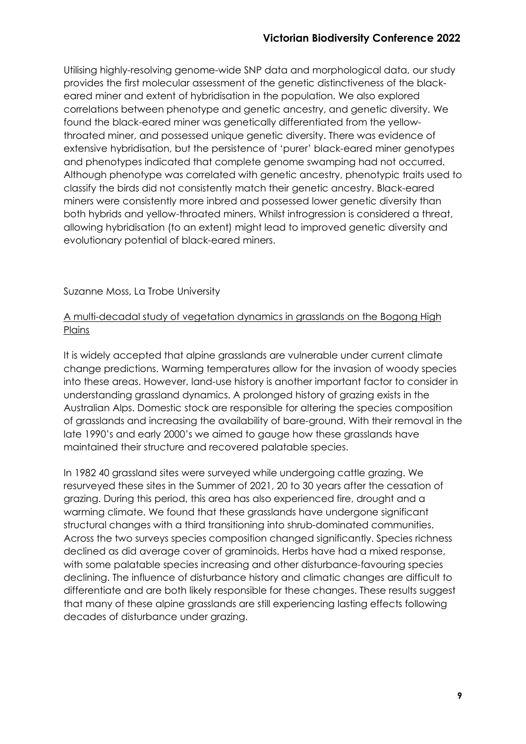Utilising highly-resolving genome-wide SNP data and morphological data, our study provides the first molecular assessment of the genetic distinctiveness of the black-eared miner and extent of hybridisation in the population. We also explored correlations between phenotype and genetic ancestry, and genetic diversity. We found the black-eared miner was genetically differentiated from the yellow-throated miner, and possessed unique genetic diversity. There was evidence of extensive hybridisation, but the persistence of 'purer' black-eared miner genotypes and phenotypes indicated that complete genome swamping had not occurred. Although phenotype was correlated with genetic ancestry, phenotypic traits used to classify the birds did not consistently match their genetic ancestry. Black-eared miners were consistently more inbred and possessed lower genetic diversity than both hybrids and yellow-throated miners. Whilst introgression is considered a threat, allowing hybridisation (to an extent) might lead to improved genetic diversity and evolutionary potential of black-eared miners.

Suzanne Moss, La Trobe University

<u>A multi-decadal study of vegetation dynamics in grasslands on the Bogong High Plains</u>

It is widely accepted that alpine grasslands are vulnerable under current climate change predictions. Warming temperatures allow for the invasion of woody species into these areas. However, land-use history is another important factor to consider in understanding grassland dynamics. A prolonged history of grazing exists in the Australian Alps. Domestic stock are responsible for altering the species composition of grasslands and increasing the availability of bare-ground. With their removal in the late 1990's and early 2000's we aimed to gauge how these grasslands have maintained their structure and recovered palatable species.

In 1982 40 grassland sites were surveyed while undergoing cattle grazing. We resurveyed these sites in the Summer of 2021, 20 to 30 years after the cessation of grazing. During this period, this area has also experienced fire, drought and a warming climate. We found that these grasslands have undergone significant structural changes with a third transitioning into shrub-dominated communities. Across the two surveys species composition changed significantly. Species richness declined as did average cover of graminoids. Herbs have had a mixed response, with some palatable species increasing and other disturbance-favouring species declining. The influence of disturbance history and climatic changes are difficult to differentiate and are both likely responsible for these changes. These results suggest that many of these alpine grasslands are still experiencing lasting effects following decades of disturbance under grazing.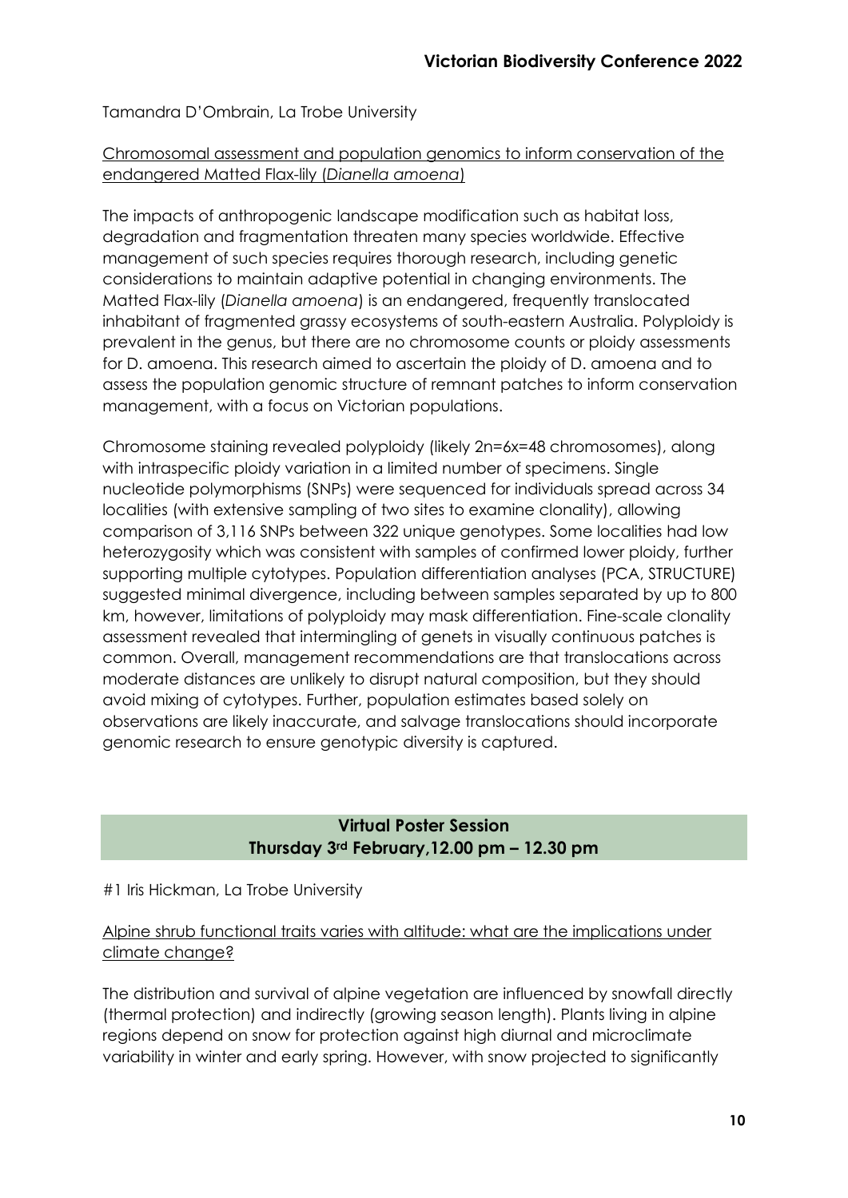Tamandra D'Ombrain, La Trobe University

Chromosomal assessment and population genomics to inform conservation of the endangered Matted Flax-lily (*Dianella amoena*)

The impacts of anthropogenic landscape modification such as habitat loss, degradation and fragmentation threaten many species worldwide. Effective management of such species requires thorough research, including genetic considerations to maintain adaptive potential in changing environments. The Matted Flax-lily (*Dianella amoena*) is an endangered, frequently translocated inhabitant of fragmented grassy ecosystems of south-eastern Australia. Polyploidy is prevalent in the genus, but there are no chromosome counts or ploidy assessments for D. amoena. This research aimed to ascertain the ploidy of D. amoena and to assess the population genomic structure of remnant patches to inform conservation management, with a focus on Victorian populations.

Chromosome staining revealed polyploidy (likely $2n=6x=48$ chromosomes), along with intraspecific ploidy variation in a limited number of specimens. Single nucleotide polymorphisms (SNPs) were sequenced for individuals spread across 34 localities (with extensive sampling of two sites to examine clonality), allowing comparison of 3,116 SNPs between 322 unique genotypes. Some localities had low heterozygosity which was consistent with samples of confirmed lower ploidy, further supporting multiple cytotypes. Population differentiation analyses (PCA, STRUCTURE) suggested minimal divergence, including between samples separated by up to 800 km, however, limitations of polyploidy may mask differentiation. Fine-scale clonality assessment revealed that intermingling of genets in visually continuous patches is common. Overall, management recommendations are that translocations across moderate distances are unlikely to disrupt natural composition, but they should avoid mixing of cytotypes. Further, population estimates based solely on observations are likely inaccurate, and salvage translocations should incorporate genomic research to ensure genotypic diversity is captured.

## Virtual Poster Session
## Thursday 3rd February, 12.00 pm – 12.30 pm

#1 Iris Hickman, La Trobe University

Alpine shrub functional traits varies with altitude: what are the implications under climate change?

The distribution and survival of alpine vegetation are influenced by snowfall directly (thermal protection) and indirectly (growing season length). Plants living in alpine regions depend on snow for protection against high diurnal and microclimate variability in winter and early spring. However, with snow projected to significantly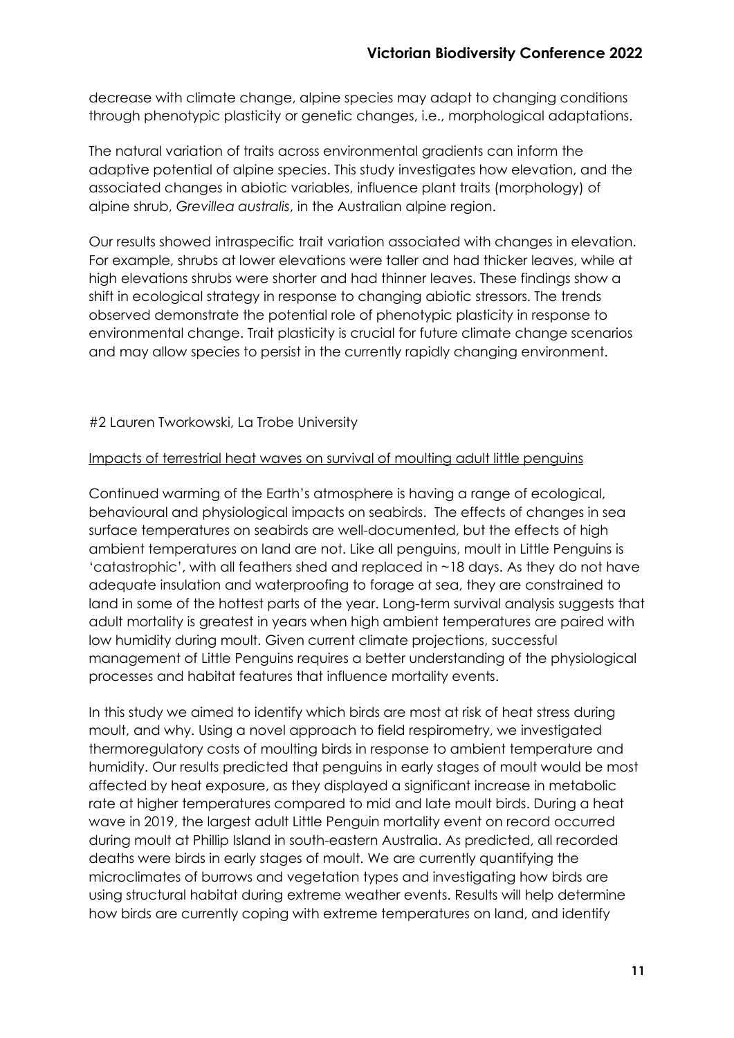decrease with climate change, alpine species may adapt to changing conditions through phenotypic plasticity or genetic changes, i.e., morphological adaptations.

The natural variation of traits across environmental gradients can inform the adaptive potential of alpine species. This study investigates how elevation, and the associated changes in abiotic variables, influence plant traits (morphology) of alpine shrub, *Grevillea australis*, in the Australian alpine region.

Our results showed intraspecific trait variation associated with changes in elevation. For example, shrubs at lower elevations were taller and had thicker leaves, while at high elevations shrubs were shorter and had thinner leaves. These findings show a shift in ecological strategy in response to changing abiotic stressors. The trends observed demonstrate the potential role of phenotypic plasticity in response to environmental change. Trait plasticity is crucial for future climate change scenarios and may allow species to persist in the currently rapidly changing environment.

#2 Lauren Tworkowski, La Trobe University

<u>Impacts of terrestrial heat waves on survival of moulting adult little penguins</u>

Continued warming of the Earth's atmosphere is having a range of ecological, behavioural and physiological impacts on seabirds. The effects of changes in sea surface temperatures on seabirds are well-documented, but the effects of high ambient temperatures on land are not. Like all penguins, moult in Little Penguins is 'catastrophic', with all feathers shed and replaced in ~18 days. As they do not have adequate insulation and waterproofing to forage at sea, they are constrained to land in some of the hottest parts of the year. Long-term survival analysis suggests that adult mortality is greatest in years when high ambient temperatures are paired with low humidity during moult. Given current climate projections, successful management of Little Penguins requires a better understanding of the physiological processes and habitat features that influence mortality events.

In this study we aimed to identify which birds are most at risk of heat stress during moult, and why. Using a novel approach to field respirometry, we investigated thermoregulatory costs of moulting birds in response to ambient temperature and humidity. Our results predicted that penguins in early stages of moult would be most affected by heat exposure, as they displayed a significant increase in metabolic rate at higher temperatures compared to mid and late moult birds. During a heat wave in 2019, the largest adult Little Penguin mortality event on record occurred during moult at Phillip Island in south-eastern Australia. As predicted, all recorded deaths were birds in early stages of moult. We are currently quantifying the microclimates of burrows and vegetation types and investigating how birds are using structural habitat during extreme weather events. Results will help determine how birds are currently coping with extreme temperatures on land, and identify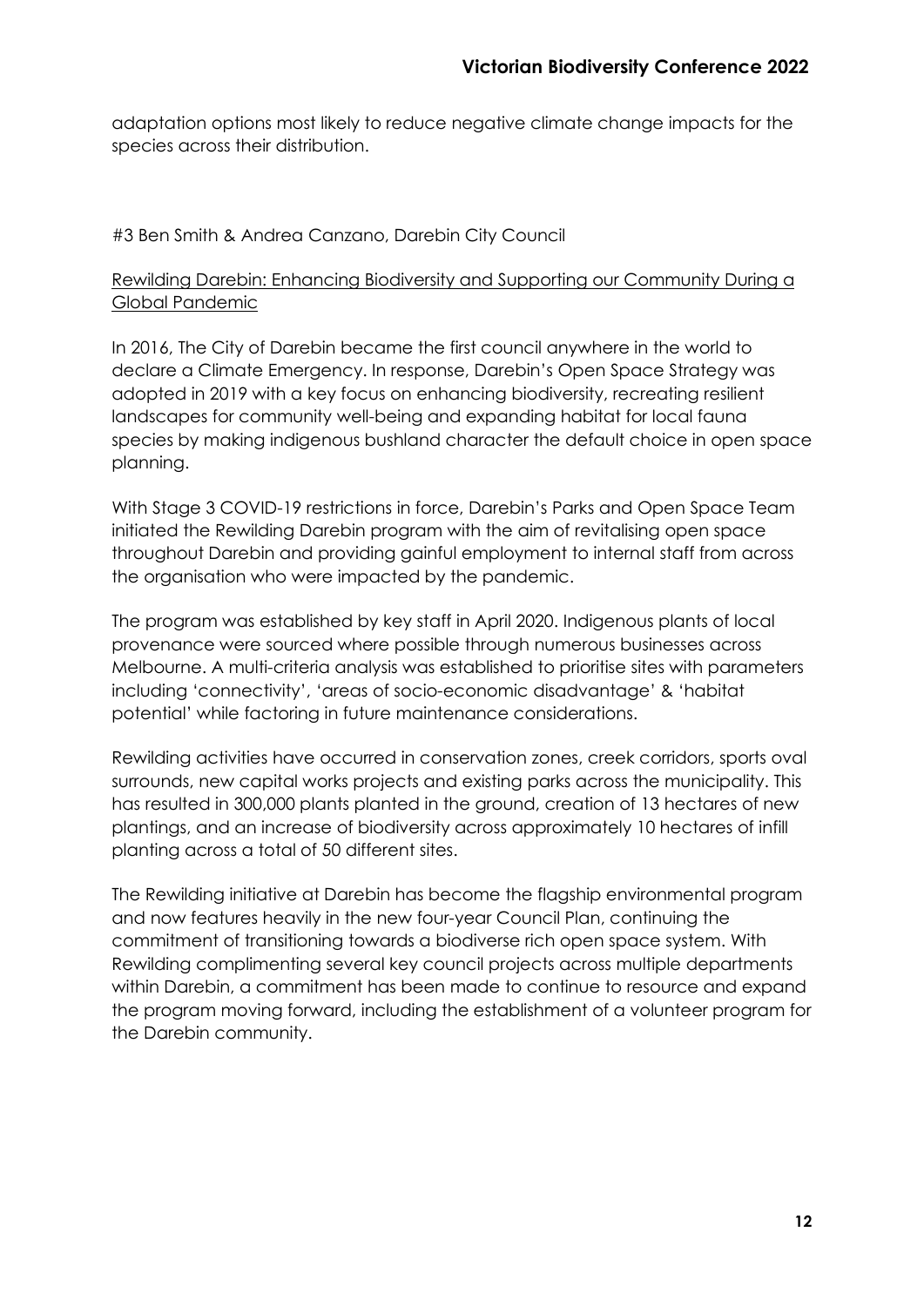adaptation options most likely to reduce negative climate change impacts for the species across their distribution.

#3 Ben Smith & Andrea Canzano, Darebin City Council

Rewilding Darebin: Enhancing Biodiversity and Supporting our Community During a Global Pandemic

In 2016, The City of Darebin became the first council anywhere in the world to declare a Climate Emergency. In response, Darebin's Open Space Strategy was adopted in 2019 with a key focus on enhancing biodiversity, recreating resilient landscapes for community well-being and expanding habitat for local fauna species by making indigenous bushland character the default choice in open space planning.

With Stage 3 COVID-19 restrictions in force, Darebin's Parks and Open Space Team initiated the Rewilding Darebin program with the aim of revitalising open space throughout Darebin and providing gainful employment to internal staff from across the organisation who were impacted by the pandemic.

The program was established by key staff in April 2020. Indigenous plants of local provenance were sourced where possible through numerous businesses across Melbourne. A multi-criteria analysis was established to prioritise sites with parameters including 'connectivity', 'areas of socio-economic disadvantage' & 'habitat potential' while factoring in future maintenance considerations.

Rewilding activities have occurred in conservation zones, creek corridors, sports oval surrounds, new capital works projects and existing parks across the municipality. This has resulted in 300,000 plants planted in the ground, creation of 13 hectares of new plantings, and an increase of biodiversity across approximately 10 hectares of infill planting across a total of 50 different sites.

The Rewilding initiative at Darebin has become the flagship environmental program and now features heavily in the new four-year Council Plan, continuing the commitment of transitioning towards a biodiverse rich open space system. With Rewilding complimenting several key council projects across multiple departments within Darebin, a commitment has been made to continue to resource and expand the program moving forward, including the establishment of a volunteer program for the Darebin community.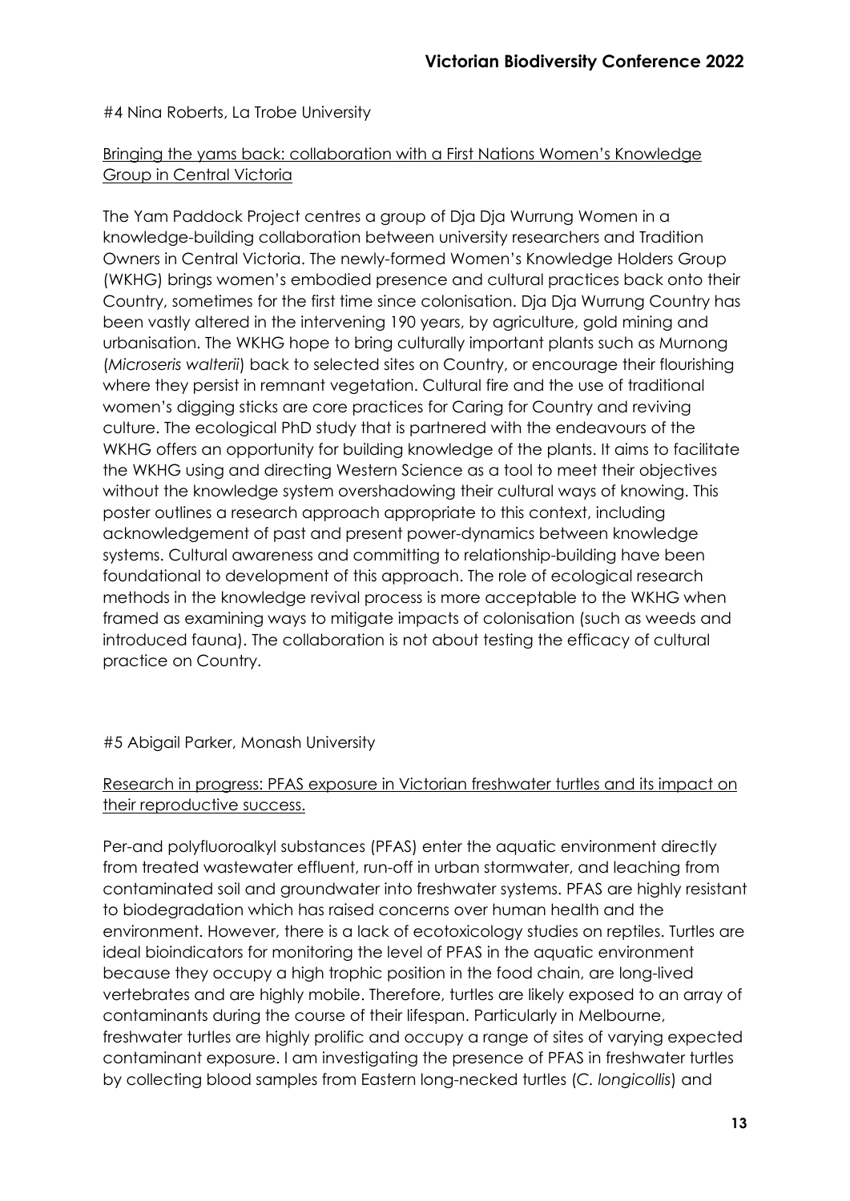#4 Nina Roberts, La Trobe University

Bringing the yams back: collaboration with a First Nations Women's Knowledge Group in Central Victoria

The Yam Paddock Project centres a group of Dja Dja Wurrung Women in a knowledge-building collaboration between university researchers and Tradition Owners in Central Victoria. The newly-formed Women's Knowledge Holders Group (WKHG) brings women's embodied presence and cultural practices back onto their Country, sometimes for the first time since colonisation. Dja Dja Wurrung Country has been vastly altered in the intervening 190 years, by agriculture, gold mining and urbanisation. The WKHG hope to bring culturally important plants such as Murnong (*Microseris walterii*) back to selected sites on Country, or encourage their flourishing where they persist in remnant vegetation. Cultural fire and the use of traditional women's digging sticks are core practices for Caring for Country and reviving culture. The ecological PhD study that is partnered with the endeavours of the WKHG offers an opportunity for building knowledge of the plants. It aims to facilitate the WKHG using and directing Western Science as a tool to meet their objectives without the knowledge system overshadowing their cultural ways of knowing. This poster outlines a research approach appropriate to this context, including acknowledgement of past and present power-dynamics between knowledge systems. Cultural awareness and committing to relationship-building have been foundational to development of this approach. The role of ecological research methods in the knowledge revival process is more acceptable to the WKHG when framed as examining ways to mitigate impacts of colonisation (such as weeds and introduced fauna). The collaboration is not about testing the efficacy of cultural practice on Country.

#5 Abigail Parker, Monash University

Research in progress: PFAS exposure in Victorian freshwater turtles and its impact on their reproductive success.

Per-and polyfluoroalkyl substances (PFAS) enter the aquatic environment directly from treated wastewater effluent, run-off in urban stormwater, and leaching from contaminated soil and groundwater into freshwater systems. PFAS are highly resistant to biodegradation which has raised concerns over human health and the environment. However, there is a lack of ecotoxicology studies on reptiles. Turtles are ideal bioindicators for monitoring the level of PFAS in the aquatic environment because they occupy a high trophic position in the food chain, are long-lived vertebrates and are highly mobile. Therefore, turtles are likely exposed to an array of contaminants during the course of their lifespan. Particularly in Melbourne, freshwater turtles are highly prolific and occupy a range of sites of varying expected contaminant exposure. I am investigating the presence of PFAS in freshwater turtles by collecting blood samples from Eastern long-necked turtles (*C. longicollis*) and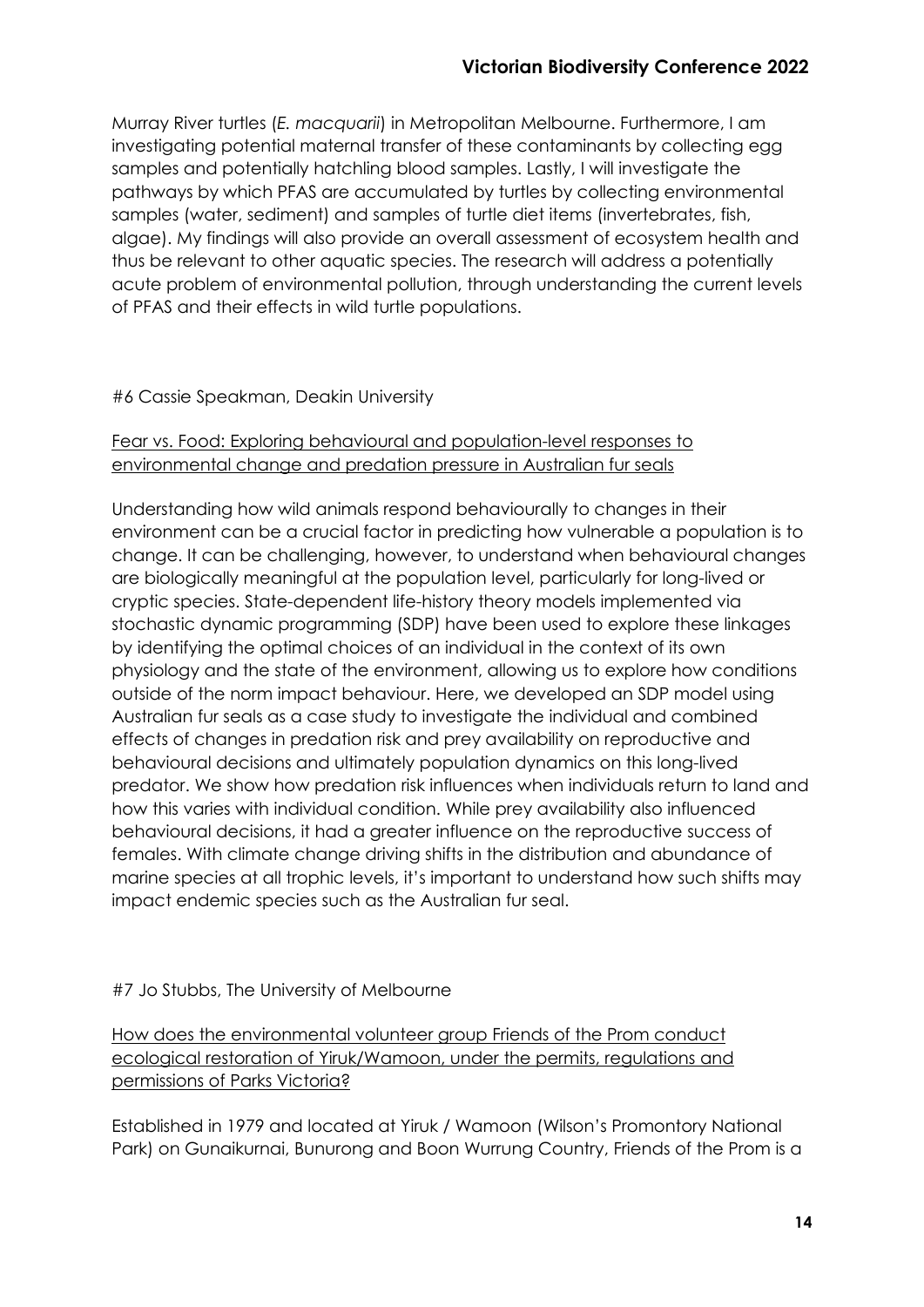Murray River turtles (*E. macquarii*) in Metropolitan Melbourne. Furthermore, I am investigating potential maternal transfer of these contaminants by collecting egg samples and potentially hatchling blood samples. Lastly, I will investigate the pathways by which PFAS are accumulated by turtles by collecting environmental samples (water, sediment) and samples of turtle diet items (invertebrates, fish, algae). My findings will also provide an overall assessment of ecosystem health and thus be relevant to other aquatic species. The research will address a potentially acute problem of environmental pollution, through understanding the current levels of PFAS and their effects in wild turtle populations.

#6 Cassie Speakman, Deakin University

<u>Fear vs. Food: Exploring behavioural and population-level responses to environmental change and predation pressure in Australian fur seals</u>

Understanding how wild animals respond behaviourally to changes in their environment can be a crucial factor in predicting how vulnerable a population is to change. It can be challenging, however, to understand when behavioural changes are biologically meaningful at the population level, particularly for long-lived or cryptic species. State-dependent life-history theory models implemented via stochastic dynamic programming (SDP) have been used to explore these linkages by identifying the optimal choices of an individual in the context of its own physiology and the state of the environment, allowing us to explore how conditions outside of the norm impact behaviour. Here, we developed an SDP model using Australian fur seals as a case study to investigate the individual and combined effects of changes in predation risk and prey availability on reproductive and behavioural decisions and ultimately population dynamics on this long-lived predator. We show how predation risk influences when individuals return to land and how this varies with individual condition. While prey availability also influenced behavioural decisions, it had a greater influence on the reproductive success of females. With climate change driving shifts in the distribution and abundance of marine species at all trophic levels, it's important to understand how such shifts may impact endemic species such as the Australian fur seal.

#7 Jo Stubbs, The University of Melbourne

<u>How does the environmental volunteer group Friends of the Prom conduct ecological restoration of Yiruk/Wamoon, under the permits, regulations and permissions of Parks Victoria?</u>

Established in 1979 and located at Yiruk / Wamoon (Wilson's Promontory National Park) on Gunaikurnai, Bunurong and Boon Wurrung Country, Friends of the Prom is a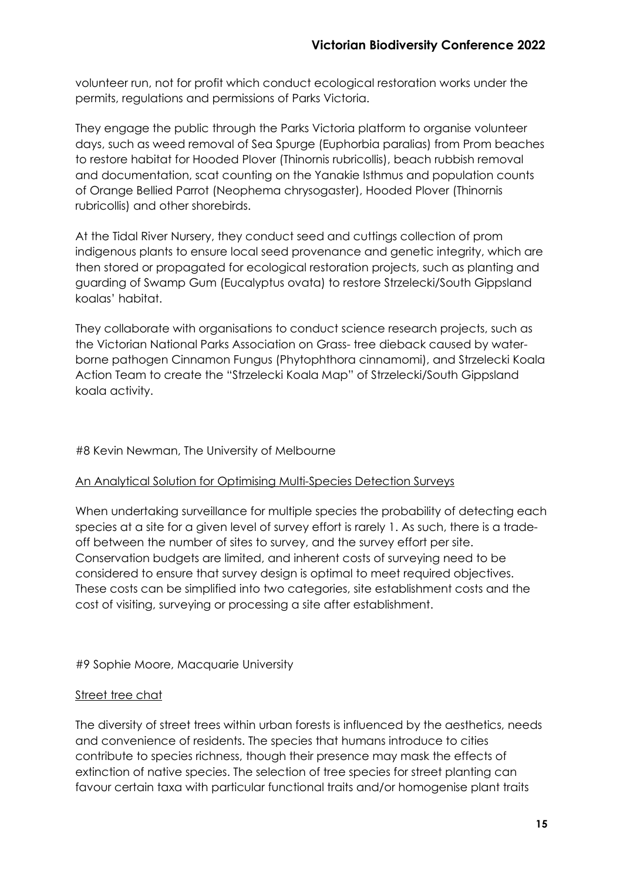volunteer run, not for profit which conduct ecological restoration works under the permits, regulations and permissions of Parks Victoria.

They engage the public through the Parks Victoria platform to organise volunteer days, such as weed removal of Sea Spurge (Euphorbia paralias) from Prom beaches to restore habitat for Hooded Plover (Thinornis rubricollis), beach rubbish removal and documentation, scat counting on the Yanakie Isthmus and population counts of Orange Bellied Parrot (Neophema chrysogaster), Hooded Plover (Thinornis rubricollis) and other shorebirds.

At the Tidal River Nursery, they conduct seed and cuttings collection of prom indigenous plants to ensure local seed provenance and genetic integrity, which are then stored or propagated for ecological restoration projects, such as planting and guarding of Swamp Gum (Eucalyptus ovata) to restore Strzelecki/South Gippsland koalas' habitat.

They collaborate with organisations to conduct science research projects, such as the Victorian National Parks Association on Grass- tree dieback caused by water-borne pathogen Cinnamon Fungus (Phytophthora cinnamomi), and Strzelecki Koala Action Team to create the "Strzelecki Koala Map" of Strzelecki/South Gippsland koala activity.

#8 Kevin Newman, The University of Melbourne

An Analytical Solution for Optimising Multi-Species Detection Surveys

When undertaking surveillance for multiple species the probability of detecting each species at a site for a given level of survey effort is rarely 1. As such, there is a trade-off between the number of sites to survey, and the survey effort per site. Conservation budgets are limited, and inherent costs of surveying need to be considered to ensure that survey design is optimal to meet required objectives. These costs can be simplified into two categories, site establishment costs and the cost of visiting, surveying or processing a site after establishment.

#9 Sophie Moore, Macquarie University

Street tree chat

The diversity of street trees within urban forests is influenced by the aesthetics, needs and convenience of residents. The species that humans introduce to cities contribute to species richness, though their presence may mask the effects of extinction of native species. The selection of tree species for street planting can favour certain taxa with particular functional traits and/or homogenise plant traits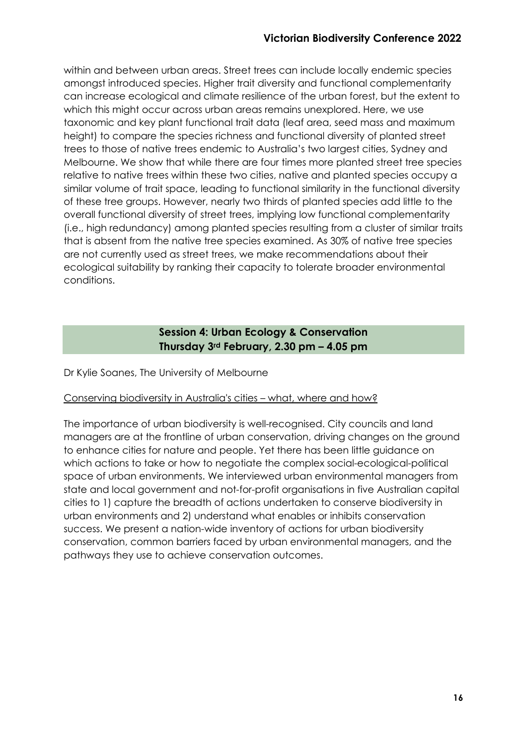within and between urban areas. Street trees can include locally endemic species amongst introduced species. Higher trait diversity and functional complementarity can increase ecological and climate resilience of the urban forest, but the extent to which this might occur across urban areas remains unexplored. Here, we use taxonomic and key plant functional trait data (leaf area, seed mass and maximum height) to compare the species richness and functional diversity of planted street trees to those of native trees endemic to Australia's two largest cities, Sydney and Melbourne. We show that while there are four times more planted street tree species relative to native trees within these two cities, native and planted species occupy a similar volume of trait space, leading to functional similarity in the functional diversity of these tree groups. However, nearly two thirds of planted species add little to the overall functional diversity of street trees, implying low functional complementarity (i.e., high redundancy) among planted species resulting from a cluster of similar traits that is absent from the native tree species examined. As 30% of native tree species are not currently used as street trees, we make recommendations about their ecological suitability by ranking their capacity to tolerate broader environmental conditions.

## Session 4: Urban Ecology & Conservation
## Thursday 3rd February, 2.30 pm – 4.05 pm

Dr Kylie Soanes, The University of Melbourne

Conserving biodiversity in Australia's cities – what, where and how?

The importance of urban biodiversity is well-recognised. City councils and land managers are at the frontline of urban conservation, driving changes on the ground to enhance cities for nature and people. Yet there has been little guidance on which actions to take or how to negotiate the complex social-ecological-political space of urban environments. We interviewed urban environmental managers from state and local government and not-for-profit organisations in five Australian capital cities to 1) capture the breadth of actions undertaken to conserve biodiversity in urban environments and 2) understand what enables or inhibits conservation success. We present a nation-wide inventory of actions for urban biodiversity conservation, common barriers faced by urban environmental managers, and the pathways they use to achieve conservation outcomes.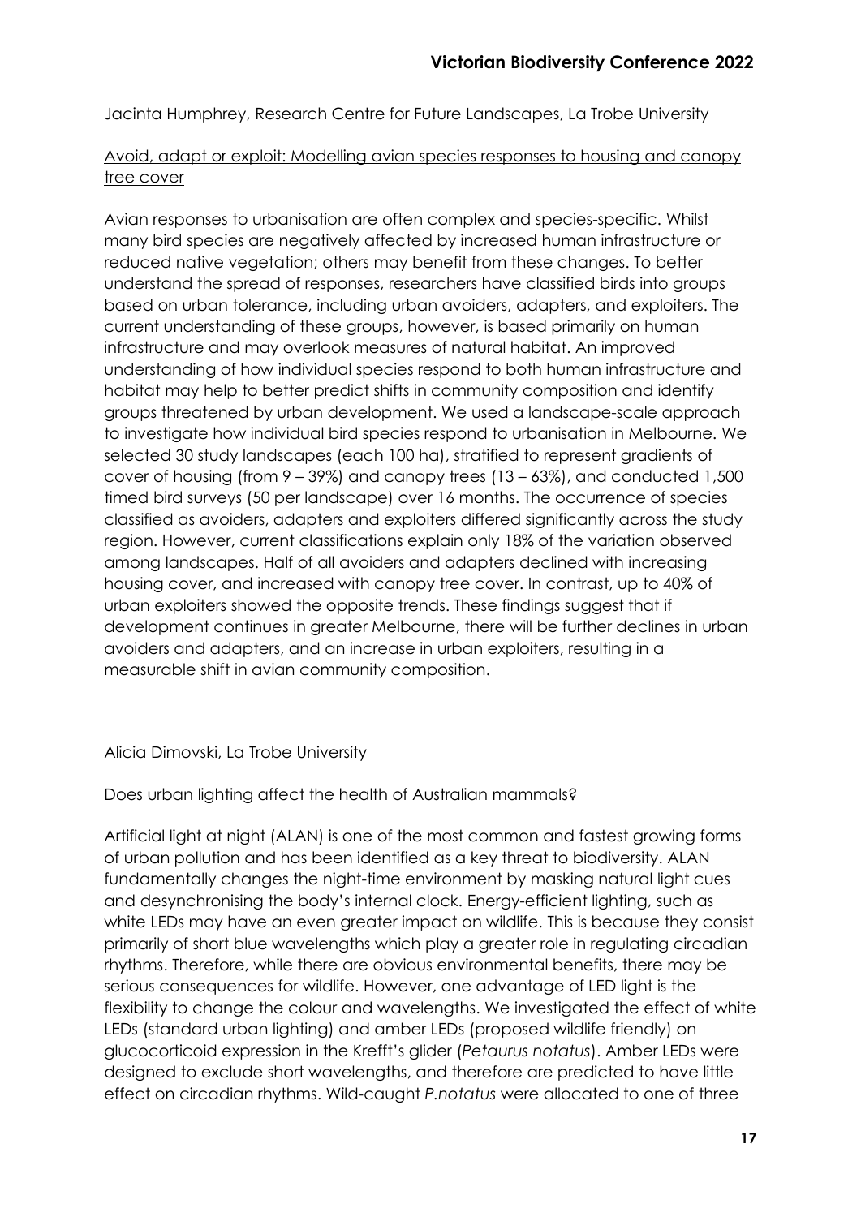Jacinta Humphrey, Research Centre for Future Landscapes, La Trobe University

<u>Avoid, adapt or exploit: Modelling avian species responses to housing and canopy tree cover</u>

Avian responses to urbanisation are often complex and species-specific. Whilst many bird species are negatively affected by increased human infrastructure or reduced native vegetation; others may benefit from these changes. To better understand the spread of responses, researchers have classified birds into groups based on urban tolerance, including urban avoiders, adapters, and exploiters. The current understanding of these groups, however, is based primarily on human infrastructure and may overlook measures of natural habitat. An improved understanding of how individual species respond to both human infrastructure and habitat may help to better predict shifts in community composition and identify groups threatened by urban development. We used a landscape-scale approach to investigate how individual bird species respond to urbanisation in Melbourne. We selected 30 study landscapes (each 100 ha), stratified to represent gradients of cover of housing (from 9 – 39%) and canopy trees (13 – 63%), and conducted 1,500 timed bird surveys (50 per landscape) over 16 months. The occurrence of species classified as avoiders, adapters and exploiters differed significantly across the study region. However, current classifications explain only 18% of the variation observed among landscapes. Half of all avoiders and adapters declined with increasing housing cover, and increased with canopy tree cover. In contrast, up to 40% of urban exploiters showed the opposite trends. These findings suggest that if development continues in greater Melbourne, there will be further declines in urban avoiders and adapters, and an increase in urban exploiters, resulting in a measurable shift in avian community composition.

Alicia Dimovski, La Trobe University

<u>Does urban lighting affect the health of Australian mammals?</u>

Artificial light at night (ALAN) is one of the most common and fastest growing forms of urban pollution and has been identified as a key threat to biodiversity. ALAN fundamentally changes the night-time environment by masking natural light cues and desynchronising the body's internal clock. Energy-efficient lighting, such as white LEDs may have an even greater impact on wildlife. This is because they consist primarily of short blue wavelengths which play a greater role in regulating circadian rhythms. Therefore, while there are obvious environmental benefits, there may be serious consequences for wildlife. However, one advantage of LED light is the flexibility to change the colour and wavelengths. We investigated the effect of white LEDs (standard urban lighting) and amber LEDs (proposed wildlife friendly) on glucocorticoid expression in the Krefft's glider (*Petaurus notatus*). Amber LEDs were designed to exclude short wavelengths, and therefore are predicted to have little effect on circadian rhythms. Wild-caught *P.notatus* were allocated to one of three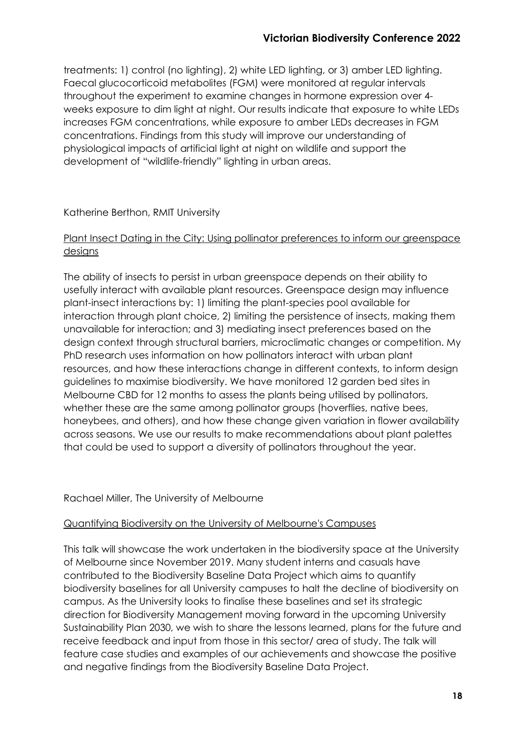treatments: 1) control (no lighting), 2) white LED lighting, or 3) amber LED lighting. Faecal glucocorticoid metabolites (FGM) were monitored at regular intervals throughout the experiment to examine changes in hormone expression over 4-weeks exposure to dim light at night. Our results indicate that exposure to white LEDs increases FGM concentrations, while exposure to amber LEDs decreases in FGM concentrations. Findings from this study will improve our understanding of physiological impacts of artificial light at night on wildlife and support the development of "wildlife-friendly" lighting in urban areas.

Katherine Berthon, RMIT University

Plant Insect Dating in the City: Using pollinator preferences to inform our greenspace designs

The ability of insects to persist in urban greenspace depends on their ability to usefully interact with available plant resources. Greenspace design may influence plant-insect interactions by: 1) limiting the plant-species pool available for interaction through plant choice, 2) limiting the persistence of insects, making them unavailable for interaction; and 3) mediating insect preferences based on the design context through structural barriers, microclimatic changes or competition. My PhD research uses information on how pollinators interact with urban plant resources, and how these interactions change in different contexts, to inform design guidelines to maximise biodiversity. We have monitored 12 garden bed sites in Melbourne CBD for 12 months to assess the plants being utilised by pollinators, whether these are the same among pollinator groups (hoverflies, native bees, honeybees, and others), and how these change given variation in flower availability across seasons. We use our results to make recommendations about plant palettes that could be used to support a diversity of pollinators throughout the year.

Rachael Miller, The University of Melbourne

Quantifying Biodiversity on the University of Melbourne's Campuses

This talk will showcase the work undertaken in the biodiversity space at the University of Melbourne since November 2019. Many student interns and casuals have contributed to the Biodiversity Baseline Data Project which aims to quantify biodiversity baselines for all University campuses to halt the decline of biodiversity on campus. As the University looks to finalise these baselines and set its strategic direction for Biodiversity Management moving forward in the upcoming University Sustainability Plan 2030, we wish to share the lessons learned, plans for the future and receive feedback and input from those in this sector/ area of study. The talk will feature case studies and examples of our achievements and showcase the positive and negative findings from the Biodiversity Baseline Data Project.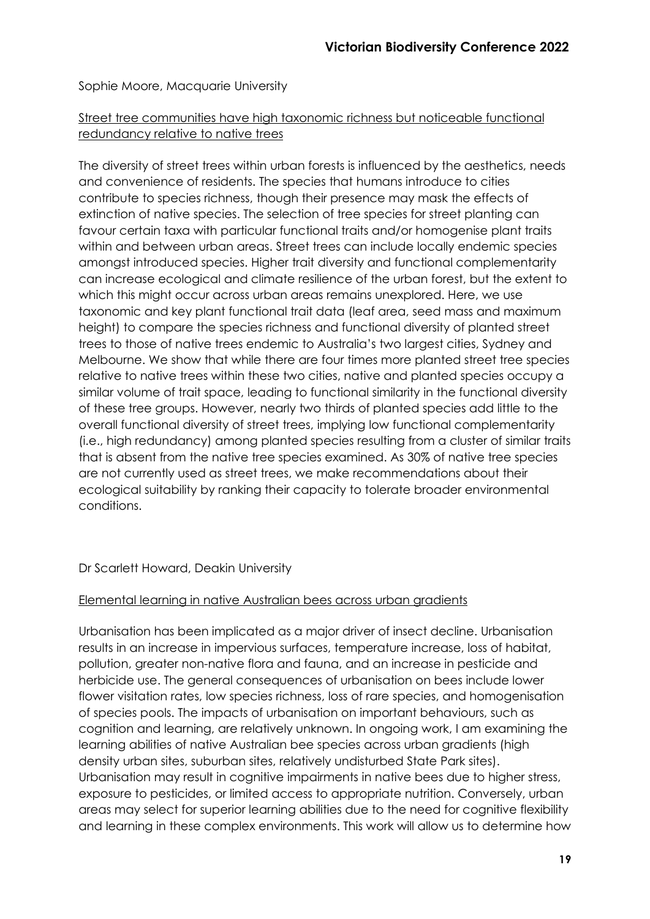Sophie Moore, Macquarie University

Street tree communities have high taxonomic richness but noticeable functional redundancy relative to native trees

The diversity of street trees within urban forests is influenced by the aesthetics, needs and convenience of residents. The species that humans introduce to cities contribute to species richness, though their presence may mask the effects of extinction of native species. The selection of tree species for street planting can favour certain taxa with particular functional traits and/or homogenise plant traits within and between urban areas. Street trees can include locally endemic species amongst introduced species. Higher trait diversity and functional complementarity can increase ecological and climate resilience of the urban forest, but the extent to which this might occur across urban areas remains unexplored. Here, we use taxonomic and key plant functional trait data (leaf area, seed mass and maximum height) to compare the species richness and functional diversity of planted street trees to those of native trees endemic to Australia's two largest cities, Sydney and Melbourne. We show that while there are four times more planted street tree species relative to native trees within these two cities, native and planted species occupy a similar volume of trait space, leading to functional similarity in the functional diversity of these tree groups. However, nearly two thirds of planted species add little to the overall functional diversity of street trees, implying low functional complementarity (i.e., high redundancy) among planted species resulting from a cluster of similar traits that is absent from the native tree species examined. As 30% of native tree species are not currently used as street trees, we make recommendations about their ecological suitability by ranking their capacity to tolerate broader environmental conditions.

Dr Scarlett Howard, Deakin University

Elemental learning in native Australian bees across urban gradients

Urbanisation has been implicated as a major driver of insect decline. Urbanisation results in an increase in impervious surfaces, temperature increase, loss of habitat, pollution, greater non-native flora and fauna, and an increase in pesticide and herbicide use. The general consequences of urbanisation on bees include lower flower visitation rates, low species richness, loss of rare species, and homogenisation of species pools. The impacts of urbanisation on important behaviours, such as cognition and learning, are relatively unknown. In ongoing work, I am examining the learning abilities of native Australian bee species across urban gradients (high density urban sites, suburban sites, relatively undisturbed State Park sites). Urbanisation may result in cognitive impairments in native bees due to higher stress, exposure to pesticides, or limited access to appropriate nutrition. Conversely, urban areas may select for superior learning abilities due to the need for cognitive flexibility and learning in these complex environments. This work will allow us to determine how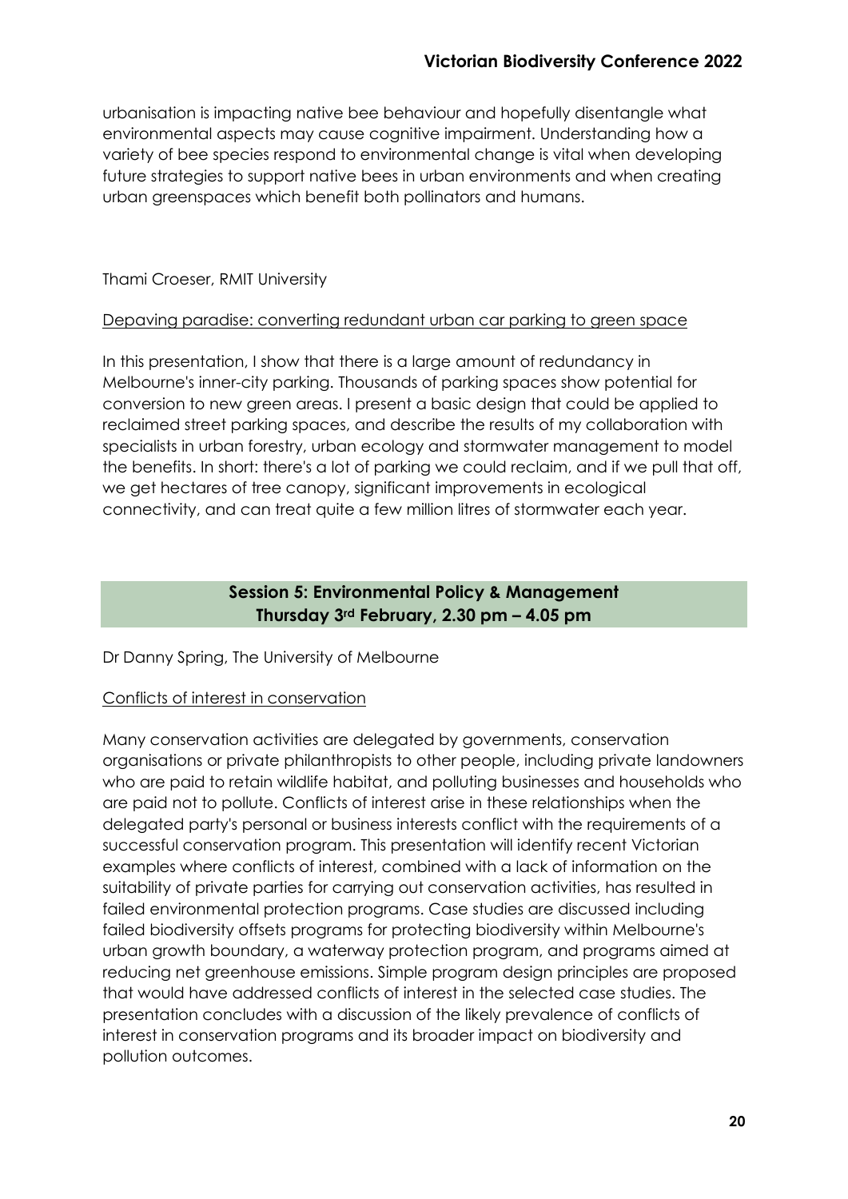urbanisation is impacting native bee behaviour and hopefully disentangle what environmental aspects may cause cognitive impairment. Understanding how a variety of bee species respond to environmental change is vital when developing future strategies to support native bees in urban environments and when creating urban greenspaces which benefit both pollinators and humans.

Thami Croeser, RMIT University

Depaving paradise: converting redundant urban car parking to green space

In this presentation, I show that there is a large amount of redundancy in Melbourne's inner-city parking. Thousands of parking spaces show potential for conversion to new green areas. I present a basic design that could be applied to reclaimed street parking spaces, and describe the results of my collaboration with specialists in urban forestry, urban ecology and stormwater management to model the benefits. In short: there's a lot of parking we could reclaim, and if we pull that off, we get hectares of tree canopy, significant improvements in ecological connectivity, and can treat quite a few million litres of stormwater each year.

## Session 5: Environmental Policy & Management
**Thursday 3rd February, 2.30 pm – 4.05 pm**

Dr Danny Spring, The University of Melbourne

Conflicts of interest in conservation

Many conservation activities are delegated by governments, conservation organisations or private philanthropists to other people, including private landowners who are paid to retain wildlife habitat, and polluting businesses and households who are paid not to pollute. Conflicts of interest arise in these relationships when the delegated party's personal or business interests conflict with the requirements of a successful conservation program. This presentation will identify recent Victorian examples where conflicts of interest, combined with a lack of information on the suitability of private parties for carrying out conservation activities, has resulted in failed environmental protection programs. Case studies are discussed including failed biodiversity offsets programs for protecting biodiversity within Melbourne's urban growth boundary, a waterway protection program, and programs aimed at reducing net greenhouse emissions. Simple program design principles are proposed that would have addressed conflicts of interest in the selected case studies. The presentation concludes with a discussion of the likely prevalence of conflicts of interest in conservation programs and its broader impact on biodiversity and pollution outcomes.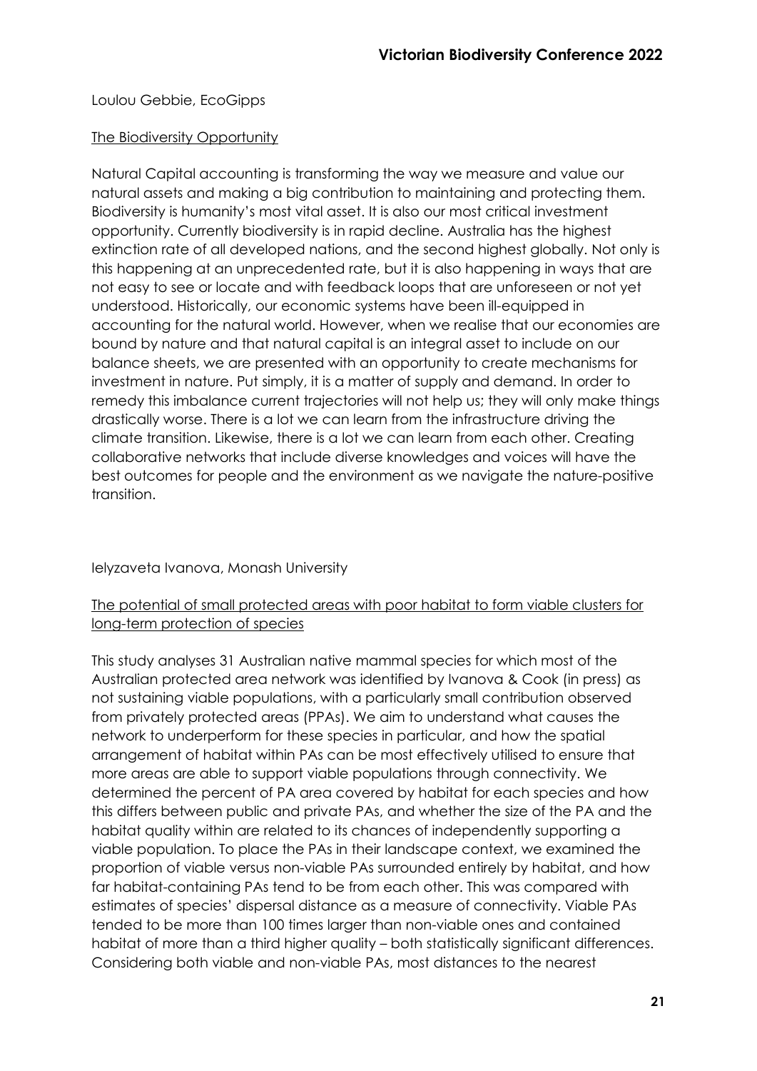Loulou Gebbie, EcoGipps

The Biodiversity Opportunity

Natural Capital accounting is transforming the way we measure and value our natural assets and making a big contribution to maintaining and protecting them. Biodiversity is humanity's most vital asset. It is also our most critical investment opportunity. Currently biodiversity is in rapid decline. Australia has the highest extinction rate of all developed nations, and the second highest globally. Not only is this happening at an unprecedented rate, but it is also happening in ways that are not easy to see or locate and with feedback loops that are unforeseen or not yet understood. Historically, our economic systems have been ill-equipped in accounting for the natural world. However, when we realise that our economies are bound by nature and that natural capital is an integral asset to include on our balance sheets, we are presented with an opportunity to create mechanisms for investment in nature. Put simply, it is a matter of supply and demand. In order to remedy this imbalance current trajectories will not help us; they will only make things drastically worse. There is a lot we can learn from the infrastructure driving the climate transition. Likewise, there is a lot we can learn from each other. Creating collaborative networks that include diverse knowledges and voices will have the best outcomes for people and the environment as we navigate the nature-positive transition.

Ielyzaveta Ivanova, Monash University

The potential of small protected areas with poor habitat to form viable clusters for long-term protection of species

This study analyses 31 Australian native mammal species for which most of the Australian protected area network was identified by Ivanova & Cook (in press) as not sustaining viable populations, with a particularly small contribution observed from privately protected areas (PPAs). We aim to understand what causes the network to underperform for these species in particular, and how the spatial arrangement of habitat within PAs can be most effectively utilised to ensure that more areas are able to support viable populations through connectivity. We determined the percent of PA area covered by habitat for each species and how this differs between public and private PAs, and whether the size of the PA and the habitat quality within are related to its chances of independently supporting a viable population. To place the PAs in their landscape context, we examined the proportion of viable versus non-viable PAs surrounded entirely by habitat, and how far habitat-containing PAs tend to be from each other. This was compared with estimates of species' dispersal distance as a measure of connectivity. Viable PAs tended to be more than 100 times larger than non-viable ones and contained habitat of more than a third higher quality – both statistically significant differences. Considering both viable and non-viable PAs, most distances to the nearest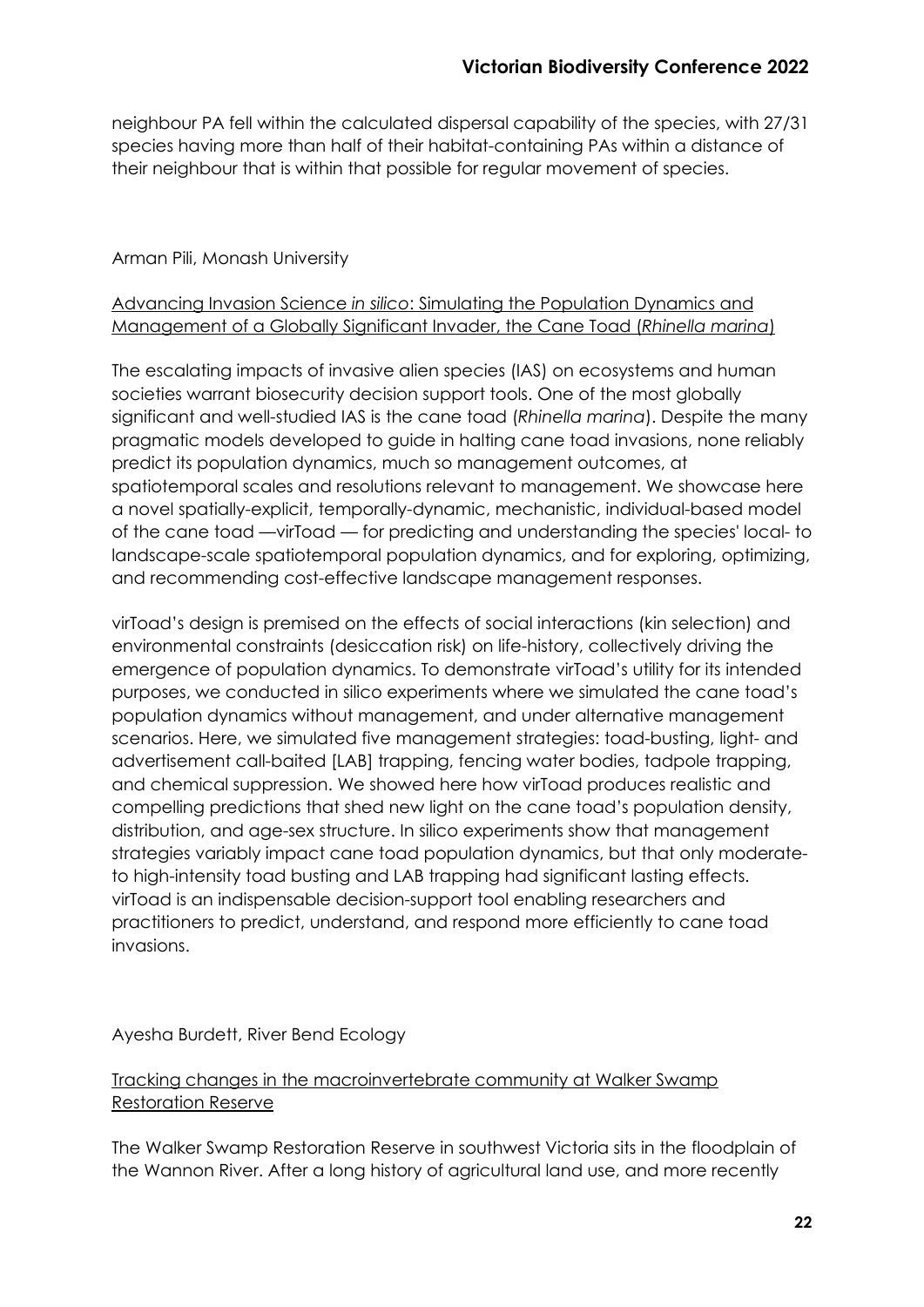neighbour PA fell within the calculated dispersal capability of the species, with 27/31 species having more than half of their habitat-containing PAs within a distance of their neighbour that is within that possible for regular movement of species.

Arman Pili, Monash University

<u>Advancing Invasion Science *in silico*: Simulating the Population Dynamics and Management of a Globally Significant Invader, the Cane Toad (*Rhinella marina*)</u>

The escalating impacts of invasive alien species (IAS) on ecosystems and human societies warrant biosecurity decision support tools. One of the most globally significant and well-studied IAS is the cane toad (*Rhinella marina*). Despite the many pragmatic models developed to guide in halting cane toad invasions, none reliably predict its population dynamics, much so management outcomes, at spatiotemporal scales and resolutions relevant to management. We showcase here a novel spatially-explicit, temporally-dynamic, mechanistic, individual-based model of the cane toad —virToad — for predicting and understanding the species' local- to landscape-scale spatiotemporal population dynamics, and for exploring, optimizing, and recommending cost-effective landscape management responses.

virToad's design is premised on the effects of social interactions (kin selection) and environmental constraints (desiccation risk) on life-history, collectively driving the emergence of population dynamics. To demonstrate virToad's utility for its intended purposes, we conducted in silico experiments where we simulated the cane toad's population dynamics without management, and under alternative management scenarios. Here, we simulated five management strategies: toad-busting, light- and advertisement call-baited [LAB] trapping, fencing water bodies, tadpole trapping, and chemical suppression. We showed here how virToad produces realistic and compelling predictions that shed new light on the cane toad's population density, distribution, and age-sex structure. In silico experiments show that management strategies variably impact cane toad population dynamics, but that only moderate-to high-intensity toad busting and LAB trapping had significant lasting effects. virToad is an indispensable decision-support tool enabling researchers and practitioners to predict, understand, and respond more efficiently to cane toad invasions.

Ayesha Burdett, River Bend Ecology

<u>Tracking changes in the macroinvertebrate community at Walker Swamp Restoration Reserve</u>

The Walker Swamp Restoration Reserve in southwest Victoria sits in the floodplain of the Wannon River. After a long history of agricultural land use, and more recently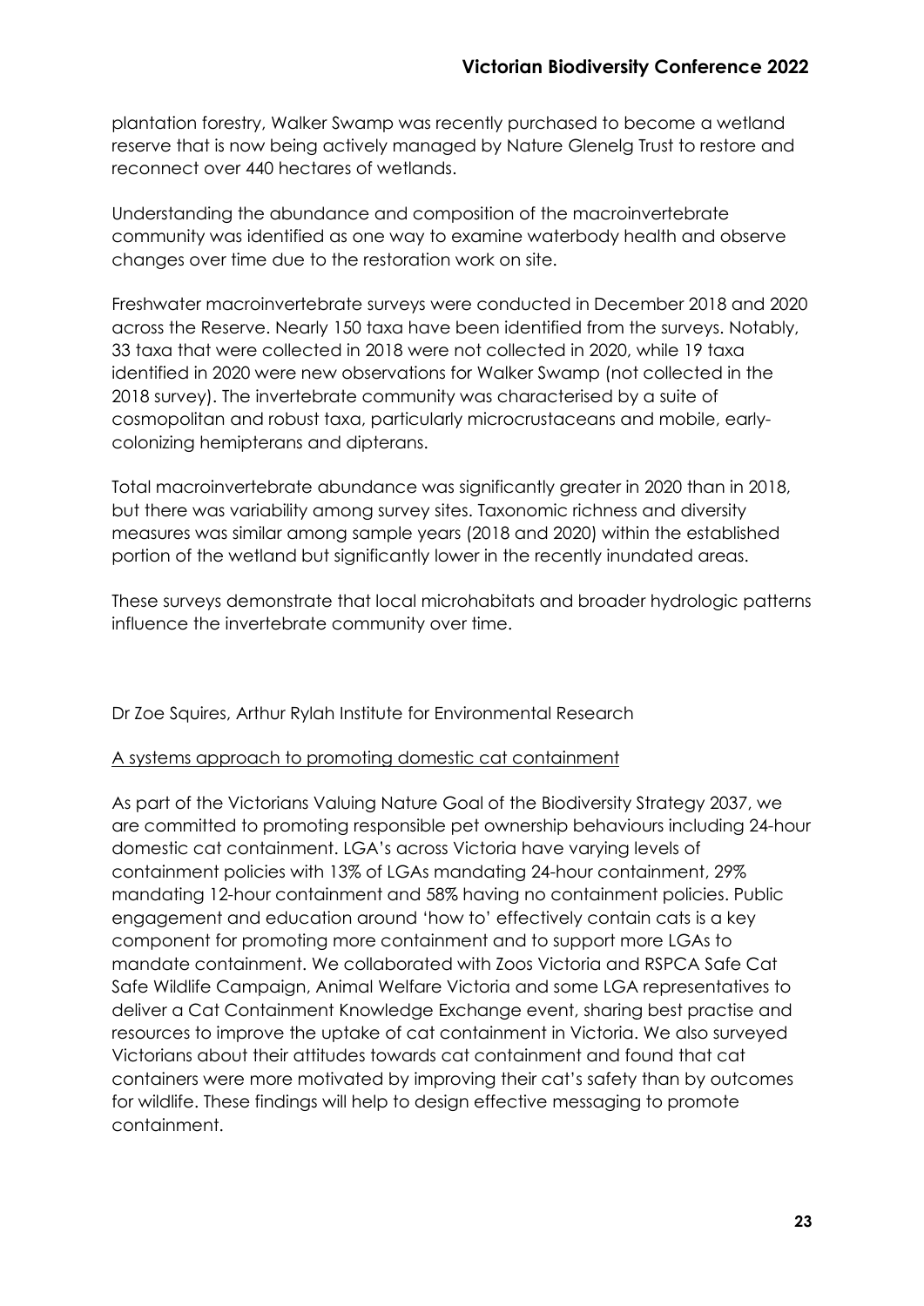plantation forestry, Walker Swamp was recently purchased to become a wetland reserve that is now being actively managed by Nature Glenelg Trust to restore and reconnect over 440 hectares of wetlands.

Understanding the abundance and composition of the macroinvertebrate community was identified as one way to examine waterbody health and observe changes over time due to the restoration work on site.

Freshwater macroinvertebrate surveys were conducted in December 2018 and 2020 across the Reserve. Nearly 150 taxa have been identified from the surveys. Notably, 33 taxa that were collected in 2018 were not collected in 2020, while 19 taxa identified in 2020 were new observations for Walker Swamp (not collected in the 2018 survey). The invertebrate community was characterised by a suite of cosmopolitan and robust taxa, particularly microcrustaceans and mobile, early-colonizing hemipterans and dipterans.

Total macroinvertebrate abundance was significantly greater in 2020 than in 2018, but there was variability among survey sites. Taxonomic richness and diversity measures was similar among sample years (2018 and 2020) within the established portion of the wetland but significantly lower in the recently inundated areas.

These surveys demonstrate that local microhabitats and broader hydrologic patterns influence the invertebrate community over time.

Dr Zoe Squires, Arthur Rylah Institute for Environmental Research

<u>A systems approach to promoting domestic cat containment</u>

As part of the Victorians Valuing Nature Goal of the Biodiversity Strategy 2037, we are committed to promoting responsible pet ownership behaviours including 24-hour domestic cat containment. LGA's across Victoria have varying levels of containment policies with 13% of LGAs mandating 24-hour containment, 29% mandating 12-hour containment and 58% having no containment policies. Public engagement and education around 'how to' effectively contain cats is a key component for promoting more containment and to support more LGAs to mandate containment. We collaborated with Zoos Victoria and RSPCA Safe Cat Safe Wildlife Campaign, Animal Welfare Victoria and some LGA representatives to deliver a Cat Containment Knowledge Exchange event, sharing best practise and resources to improve the uptake of cat containment in Victoria. We also surveyed Victorians about their attitudes towards cat containment and found that cat containers were more motivated by improving their cat's safety than by outcomes for wildlife. These findings will help to design effective messaging to promote containment.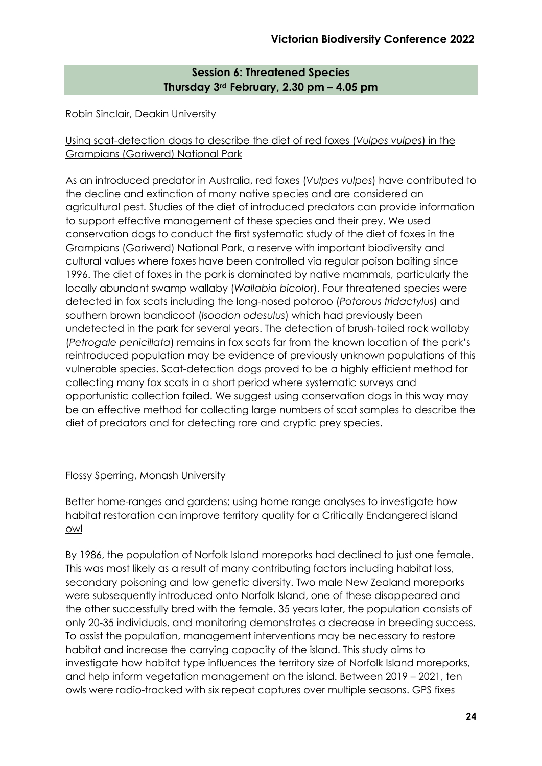## Session 6: Threatened Species
### Thursday 3rd February, 2.30 pm – 4.05 pm

Robin Sinclair, Deakin University

Using scat-detection dogs to describe the diet of red foxes (*Vulpes vulpes*) in the Grampians (Gariwerd) National Park

As an introduced predator in Australia, red foxes (*Vulpes vulpes*) have contributed to the decline and extinction of many native species and are considered an agricultural pest. Studies of the diet of introduced predators can provide information to support effective management of these species and their prey. We used conservation dogs to conduct the first systematic study of the diet of foxes in the Grampians (Gariwerd) National Park, a reserve with important biodiversity and cultural values where foxes have been controlled via regular poison baiting since 1996. The diet of foxes in the park is dominated by native mammals, particularly the locally abundant swamp wallaby (*Wallabia bicolor*). Four threatened species were detected in fox scats including the long-nosed potoroo (*Potorous tridactylus*) and southern brown bandicoot (*Isoodon odesulus*) which had previously been undetected in the park for several years. The detection of brush-tailed rock wallaby (*Petrogale penicillata*) remains in fox scats far from the known location of the park's reintroduced population may be evidence of previously unknown populations of this vulnerable species. Scat-detection dogs proved to be a highly efficient method for collecting many fox scats in a short period where systematic surveys and opportunistic collection failed. We suggest using conservation dogs in this way may be an effective method for collecting large numbers of scat samples to describe the diet of predators and for detecting rare and cryptic prey species.

Flossy Sperring, Monash University

Better home-ranges and gardens; using home range analyses to investigate how habitat restoration can improve territory quality for a Critically Endangered island owl

By 1986, the population of Norfolk Island moreporks had declined to just one female. This was most likely as a result of many contributing factors including habitat loss, secondary poisoning and low genetic diversity. Two male New Zealand moreporks were subsequently introduced onto Norfolk Island, one of these disappeared and the other successfully bred with the female. 35 years later, the population consists of only 20-35 individuals, and monitoring demonstrates a decrease in breeding success. To assist the population, management interventions may be necessary to restore habitat and increase the carrying capacity of the island. This study aims to investigate how habitat type influences the territory size of Norfolk Island moreporks, and help inform vegetation management on the island. Between 2019 – 2021, ten owls were radio-tracked with six repeat captures over multiple seasons. GPS fixes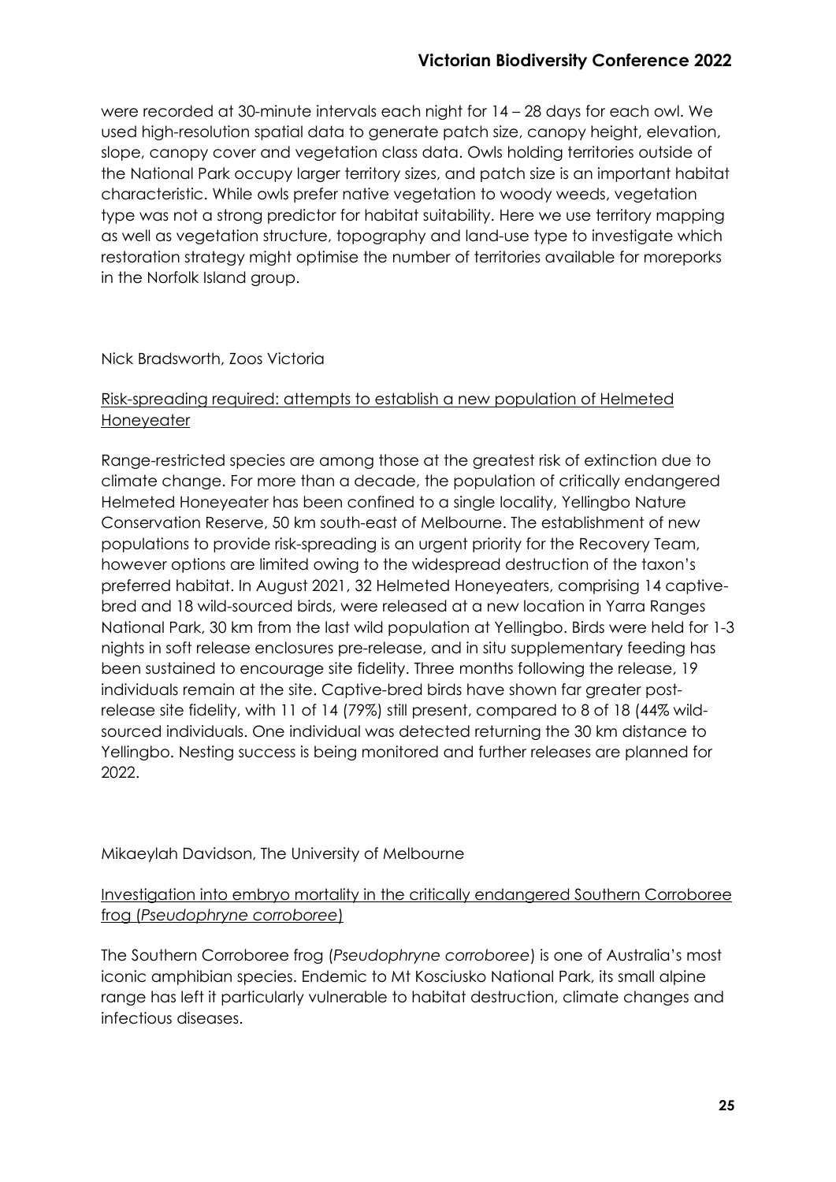were recorded at 30-minute intervals each night for 14 – 28 days for each owl. We used high-resolution spatial data to generate patch size, canopy height, elevation, slope, canopy cover and vegetation class data. Owls holding territories outside of the National Park occupy larger territory sizes, and patch size is an important habitat characteristic. While owls prefer native vegetation to woody weeds, vegetation type was not a strong predictor for habitat suitability. Here we use territory mapping as well as vegetation structure, topography and land-use type to investigate which restoration strategy might optimise the number of territories available for moreporks in the Norfolk Island group.

Nick Bradsworth, Zoos Victoria

<u>Risk-spreading required: attempts to establish a new population of Helmeted Honeyeater</u>

Range-restricted species are among those at the greatest risk of extinction due to climate change. For more than a decade, the population of critically endangered Helmeted Honeyeater has been confined to a single locality, Yellingbo Nature Conservation Reserve, 50 km south-east of Melbourne. The establishment of new populations to provide risk-spreading is an urgent priority for the Recovery Team, however options are limited owing to the widespread destruction of the taxon's preferred habitat. In August 2021, 32 Helmeted Honeyeaters, comprising 14 captive-bred and 18 wild-sourced birds, were released at a new location in Yarra Ranges National Park, 30 km from the last wild population at Yellingbo. Birds were held for 1-3 nights in soft release enclosures pre-release, and in situ supplementary feeding has been sustained to encourage site fidelity. Three months following the release, 19 individuals remain at the site. Captive-bred birds have shown far greater post-release site fidelity, with 11 of 14 (79%) still present, compared to 8 of 18 (44% wild-sourced individuals. One individual was detected returning the 30 km distance to Yellingbo. Nesting success is being monitored and further releases are planned for 2022.

Mikaeylah Davidson, The University of Melbourne

<u>Investigation into embryo mortality in the critically endangered Southern Corroboree frog (*Pseudophryne corroboree*)</u>

The Southern Corroboree frog (*Pseudophryne corroboree*) is one of Australia's most iconic amphibian species. Endemic to Mt Kosciusko National Park, its small alpine range has left it particularly vulnerable to habitat destruction, climate changes and infectious diseases.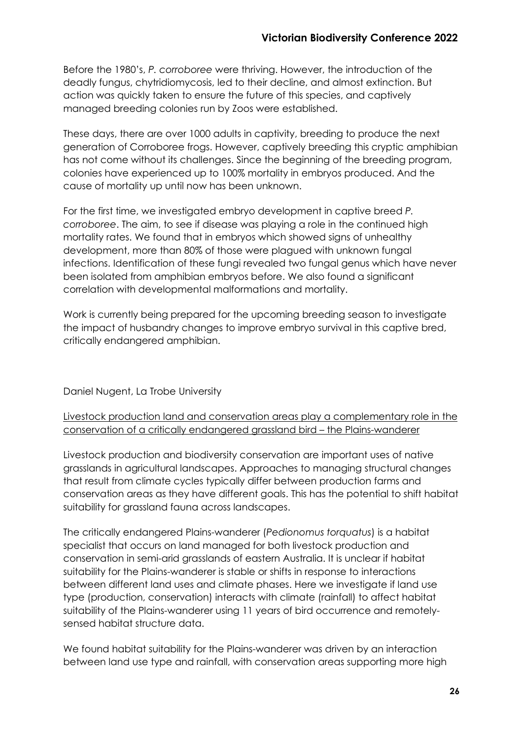Before the 1980's, *P. corroboree* were thriving. However, the introduction of the deadly fungus, chytridiomycosis, led to their decline, and almost extinction. But action was quickly taken to ensure the future of this species, and captively managed breeding colonies run by Zoos were established.

These days, there are over 1000 adults in captivity, breeding to produce the next generation of Corroboree frogs. However, captively breeding this cryptic amphibian has not come without its challenges. Since the beginning of the breeding program, colonies have experienced up to 100% mortality in embryos produced. And the cause of mortality up until now has been unknown.

For the first time, we investigated embryo development in captive breed *P. corroboree*. The aim, to see if disease was playing a role in the continued high mortality rates. We found that in embryos which showed signs of unhealthy development, more than 80% of those were plagued with unknown fungal infections. Identification of these fungi revealed two fungal genus which have never been isolated from amphibian embryos before. We also found a significant correlation with developmental malformations and mortality.

Work is currently being prepared for the upcoming breeding season to investigate the impact of husbandry changes to improve embryo survival in this captive bred, critically endangered amphibian.

Daniel Nugent, La Trobe University

<u>Livestock production land and conservation areas play a complementary role in the conservation of a critically endangered grassland bird – the Plains-wanderer</u>

Livestock production and biodiversity conservation are important uses of native grasslands in agricultural landscapes. Approaches to managing structural changes that result from climate cycles typically differ between production farms and conservation areas as they have different goals. This has the potential to shift habitat suitability for grassland fauna across landscapes.

The critically endangered Plains-wanderer (*Pedionomus torquatus*) is a habitat specialist that occurs on land managed for both livestock production and conservation in semi-arid grasslands of eastern Australia. It is unclear if habitat suitability for the Plains-wanderer is stable or shifts in response to interactions between different land uses and climate phases. Here we investigate if land use type (production, conservation) interacts with climate (rainfall) to affect habitat suitability of the Plains-wanderer using 11 years of bird occurrence and remotely-sensed habitat structure data.

We found habitat suitability for the Plains-wanderer was driven by an interaction between land use type and rainfall, with conservation areas supporting more high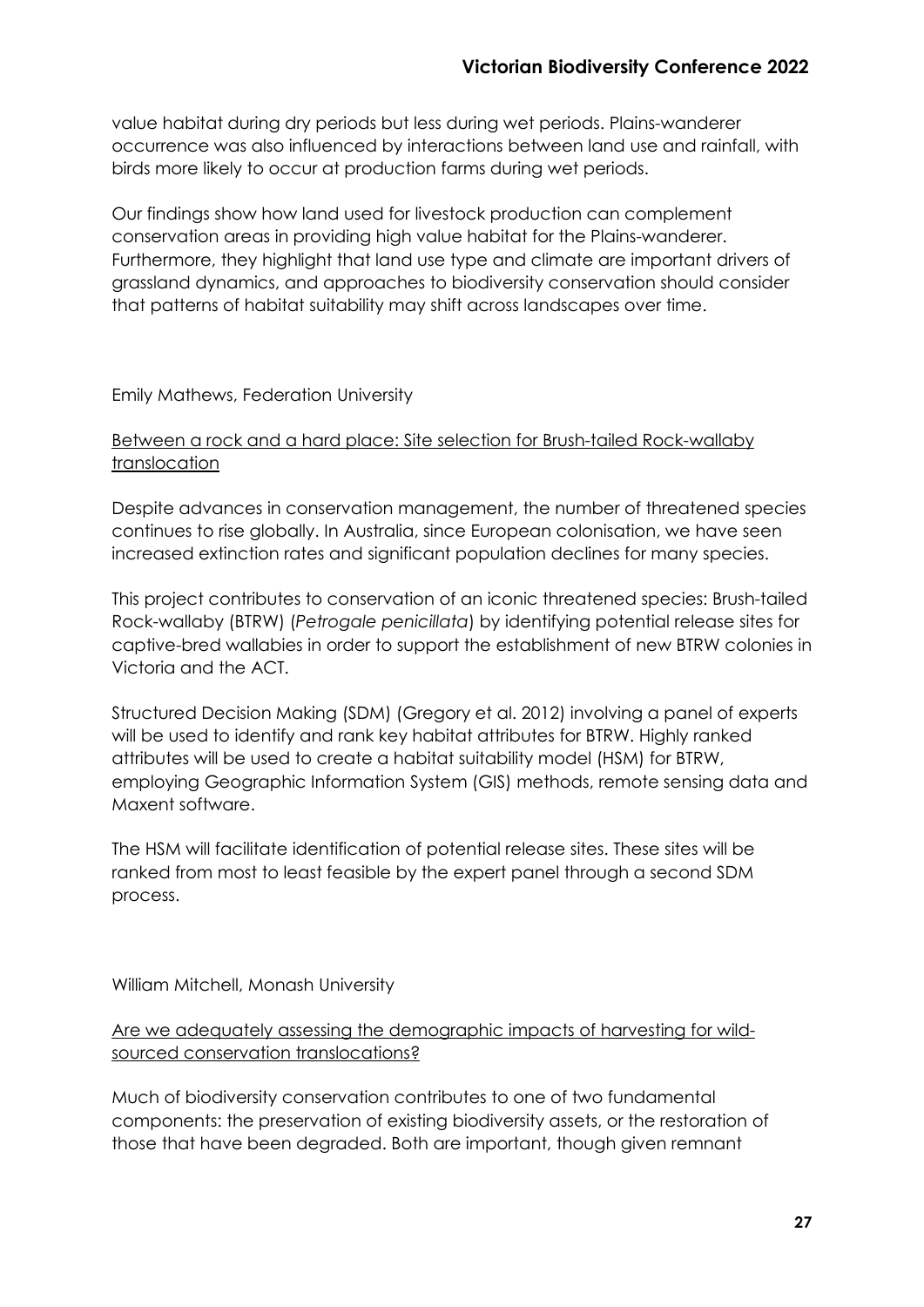value habitat during dry periods but less during wet periods. Plains-wanderer occurrence was also influenced by interactions between land use and rainfall, with birds more likely to occur at production farms during wet periods.

Our findings show how land used for livestock production can complement conservation areas in providing high value habitat for the Plains-wanderer. Furthermore, they highlight that land use type and climate are important drivers of grassland dynamics, and approaches to biodiversity conservation should consider that patterns of habitat suitability may shift across landscapes over time.

Emily Mathews, Federation University

Between a rock and a hard place: Site selection for Brush-tailed Rock-wallaby translocation

Despite advances in conservation management, the number of threatened species continues to rise globally. In Australia, since European colonisation, we have seen increased extinction rates and significant population declines for many species.

This project contributes to conservation of an iconic threatened species: Brush-tailed Rock-wallaby (BTRW) (*Petrogale penicillata*) by identifying potential release sites for captive-bred wallabies in order to support the establishment of new BTRW colonies in Victoria and the ACT.

Structured Decision Making (SDM) (Gregory et al. 2012) involving a panel of experts will be used to identify and rank key habitat attributes for BTRW. Highly ranked attributes will be used to create a habitat suitability model (HSM) for BTRW, employing Geographic Information System (GIS) methods, remote sensing data and Maxent software.

The HSM will facilitate identification of potential release sites. These sites will be ranked from most to least feasible by the expert panel through a second SDM process.

William Mitchell, Monash University

Are we adequately assessing the demographic impacts of harvesting for wild-sourced conservation translocations?

Much of biodiversity conservation contributes to one of two fundamental components: the preservation of existing biodiversity assets, or the restoration of those that have been degraded. Both are important, though given remnant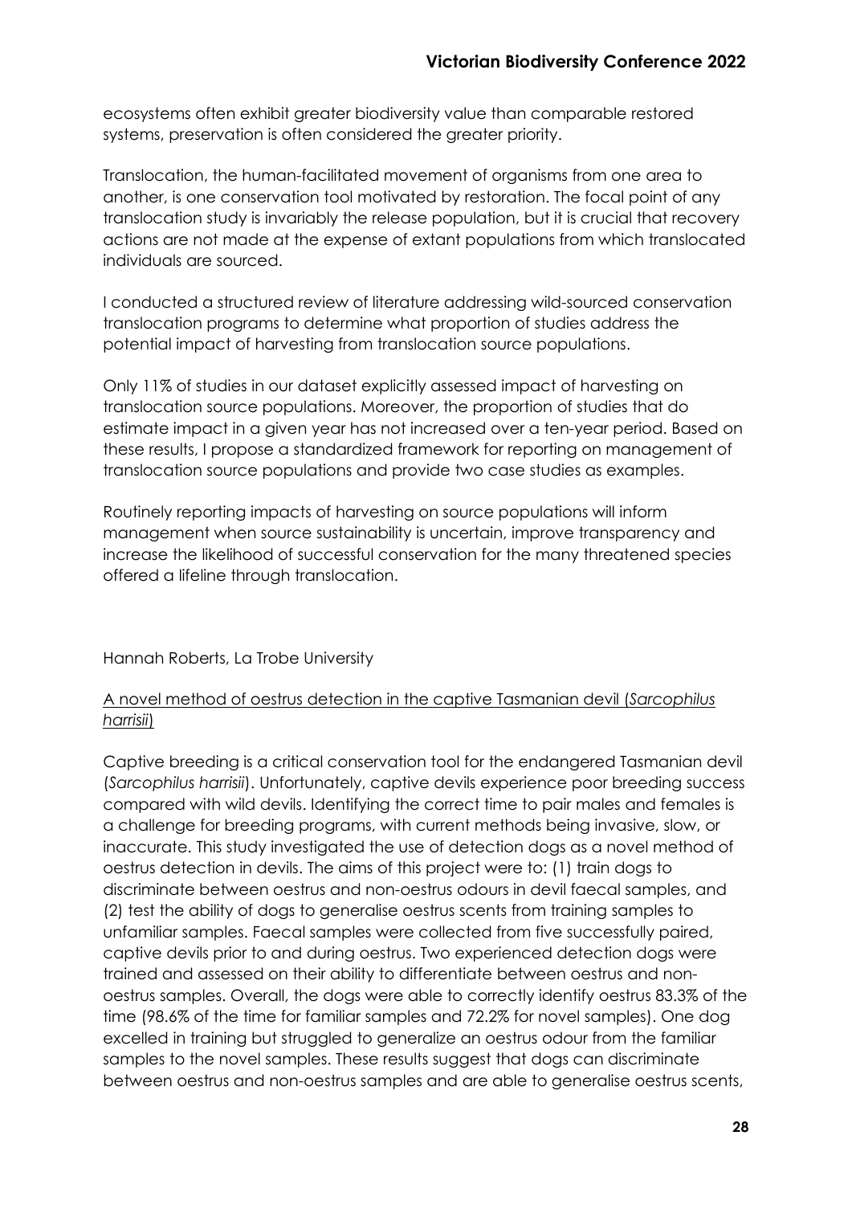ecosystems often exhibit greater biodiversity value than comparable restored systems, preservation is often considered the greater priority.

Translocation, the human-facilitated movement of organisms from one area to another, is one conservation tool motivated by restoration. The focal point of any translocation study is invariably the release population, but it is crucial that recovery actions are not made at the expense of extant populations from which translocated individuals are sourced.

I conducted a structured review of literature addressing wild-sourced conservation translocation programs to determine what proportion of studies address the potential impact of harvesting from translocation source populations.

Only 11% of studies in our dataset explicitly assessed impact of harvesting on translocation source populations. Moreover, the proportion of studies that do estimate impact in a given year has not increased over a ten-year period. Based on these results, I propose a standardized framework for reporting on management of translocation source populations and provide two case studies as examples.

Routinely reporting impacts of harvesting on source populations will inform management when source sustainability is uncertain, improve transparency and increase the likelihood of successful conservation for the many threatened species offered a lifeline through translocation.

Hannah Roberts, La Trobe University

<u>A novel method of oestrus detection in the captive Tasmanian devil (*Sarcophilus harrisii*)</u>

Captive breeding is a critical conservation tool for the endangered Tasmanian devil (*Sarcophilus harrisii*). Unfortunately, captive devils experience poor breeding success compared with wild devils. Identifying the correct time to pair males and females is a challenge for breeding programs, with current methods being invasive, slow, or inaccurate. This study investigated the use of detection dogs as a novel method of oestrus detection in devils. The aims of this project were to: (1) train dogs to discriminate between oestrus and non-oestrus odours in devil faecal samples, and (2) test the ability of dogs to generalise oestrus scents from training samples to unfamiliar samples. Faecal samples were collected from five successfully paired, captive devils prior to and during oestrus. Two experienced detection dogs were trained and assessed on their ability to differentiate between oestrus and non-oestrus samples. Overall, the dogs were able to correctly identify oestrus 83.3% of the time (98.6% of the time for familiar samples and 72.2% for novel samples). One dog excelled in training but struggled to generalize an oestrus odour from the familiar samples to the novel samples. These results suggest that dogs can discriminate between oestrus and non-oestrus samples and are able to generalise oestrus scents,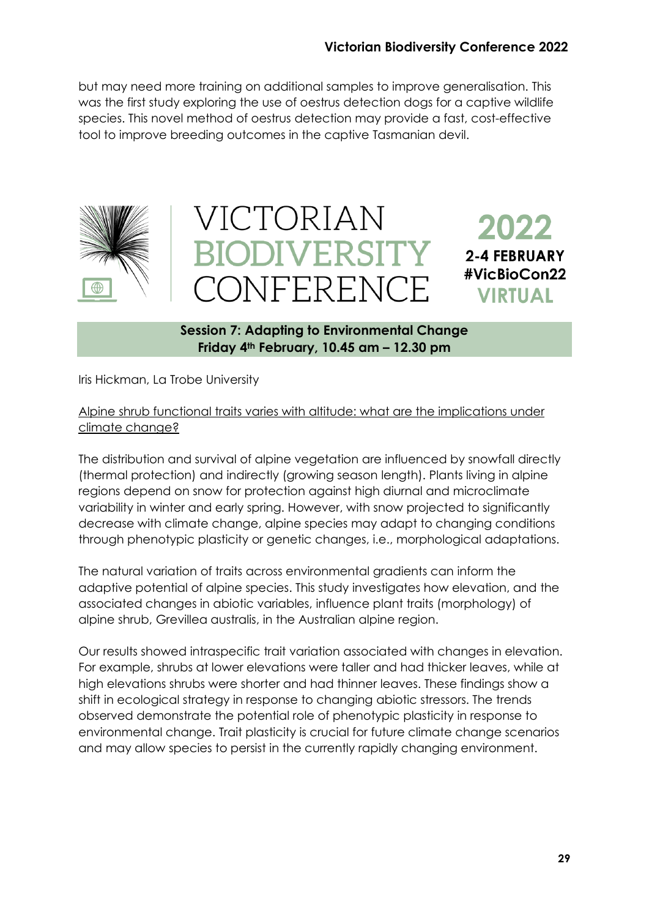but may need more training on additional samples to improve generalisation. This was the first study exploring the use of oestrus detection dogs for a captive wildlife species. This novel method of oestrus detection may provide a fast, cost-effective tool to improve breeding outcomes in the captive Tasmanian devil.

VICTORIAN BIODIVERSITY CONFERENCE

2022
2-4 FEBRUARY
#VicBioCon22
VIRTUAL

## Session 7: Adapting to Environmental Change
### Friday 4th February, 10.45 am – 12.30 pm

Iris Hickman, La Trobe University

Alpine shrub functional traits varies with altitude: what are the implications under climate change?

The distribution and survival of alpine vegetation are influenced by snowfall directly (thermal protection) and indirectly (growing season length). Plants living in alpine regions depend on snow for protection against high diurnal and microclimate variability in winter and early spring. However, with snow projected to significantly decrease with climate change, alpine species may adapt to changing conditions through phenotypic plasticity or genetic changes, i.e., morphological adaptations.

The natural variation of traits across environmental gradients can inform the adaptive potential of alpine species. This study investigates how elevation, and the associated changes in abiotic variables, influence plant traits (morphology) of alpine shrub, Grevillea australis, in the Australian alpine region.

Our results showed intraspecific trait variation associated with changes in elevation. For example, shrubs at lower elevations were taller and had thicker leaves, while at high elevations shrubs were shorter and had thinner leaves. These findings show a shift in ecological strategy in response to changing abiotic stressors. The trends observed demonstrate the potential role of phenotypic plasticity in response to environmental change. Trait plasticity is crucial for future climate change scenarios and may allow species to persist in the currently rapidly changing environment.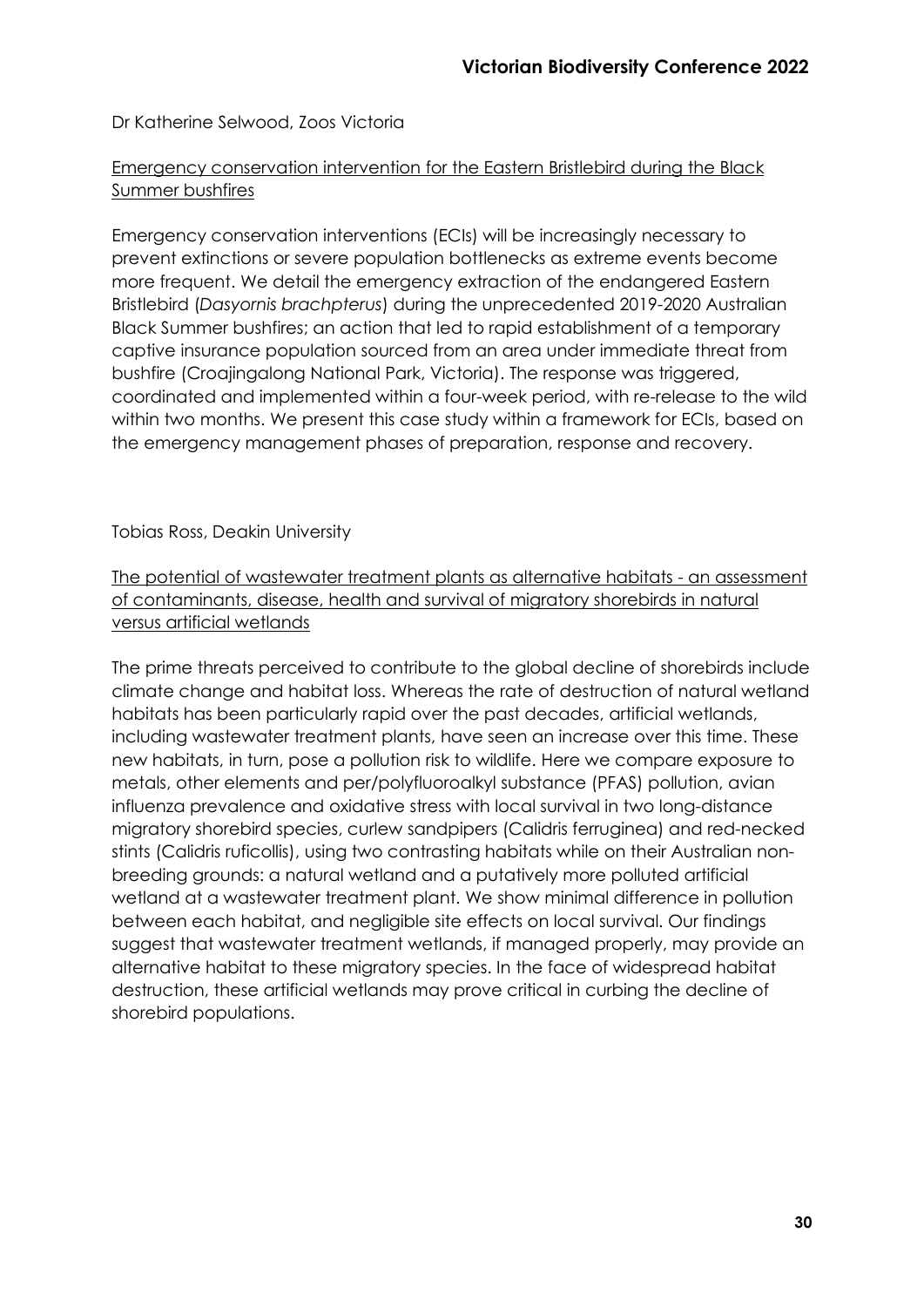Dr Katherine Selwood, Zoos Victoria

Emergency conservation intervention for the Eastern Bristlebird during the Black Summer bushfires

Emergency conservation interventions (ECIs) will be increasingly necessary to prevent extinctions or severe population bottlenecks as extreme events become more frequent. We detail the emergency extraction of the endangered Eastern Bristlebird (*Dasyornis brachpterus*) during the unprecedented 2019-2020 Australian Black Summer bushfires; an action that led to rapid establishment of a temporary captive insurance population sourced from an area under immediate threat from bushfire (Croajingalong National Park, Victoria). The response was triggered, coordinated and implemented within a four-week period, with re-release to the wild within two months. We present this case study within a framework for ECIs, based on the emergency management phases of preparation, response and recovery.

Tobias Ross, Deakin University

The potential of wastewater treatment plants as alternative habitats - an assessment of contaminants, disease, health and survival of migratory shorebirds in natural versus artificial wetlands

The prime threats perceived to contribute to the global decline of shorebirds include climate change and habitat loss. Whereas the rate of destruction of natural wetland habitats has been particularly rapid over the past decades, artificial wetlands, including wastewater treatment plants, have seen an increase over this time. These new habitats, in turn, pose a pollution risk to wildlife. Here we compare exposure to metals, other elements and per/polyfluoroalkyl substance (PFAS) pollution, avian influenza prevalence and oxidative stress with local survival in two long-distance migratory shorebird species, curlew sandpipers (Calidris ferruginea) and red-necked stints (Calidris ruficollis), using two contrasting habitats while on their Australian non-breeding grounds: a natural wetland and a putatively more polluted artificial wetland at a wastewater treatment plant. We show minimal difference in pollution between each habitat, and negligible site effects on local survival. Our findings suggest that wastewater treatment wetlands, if managed properly, may provide an alternative habitat to these migratory species. In the face of widespread habitat destruction, these artificial wetlands may prove critical in curbing the decline of shorebird populations.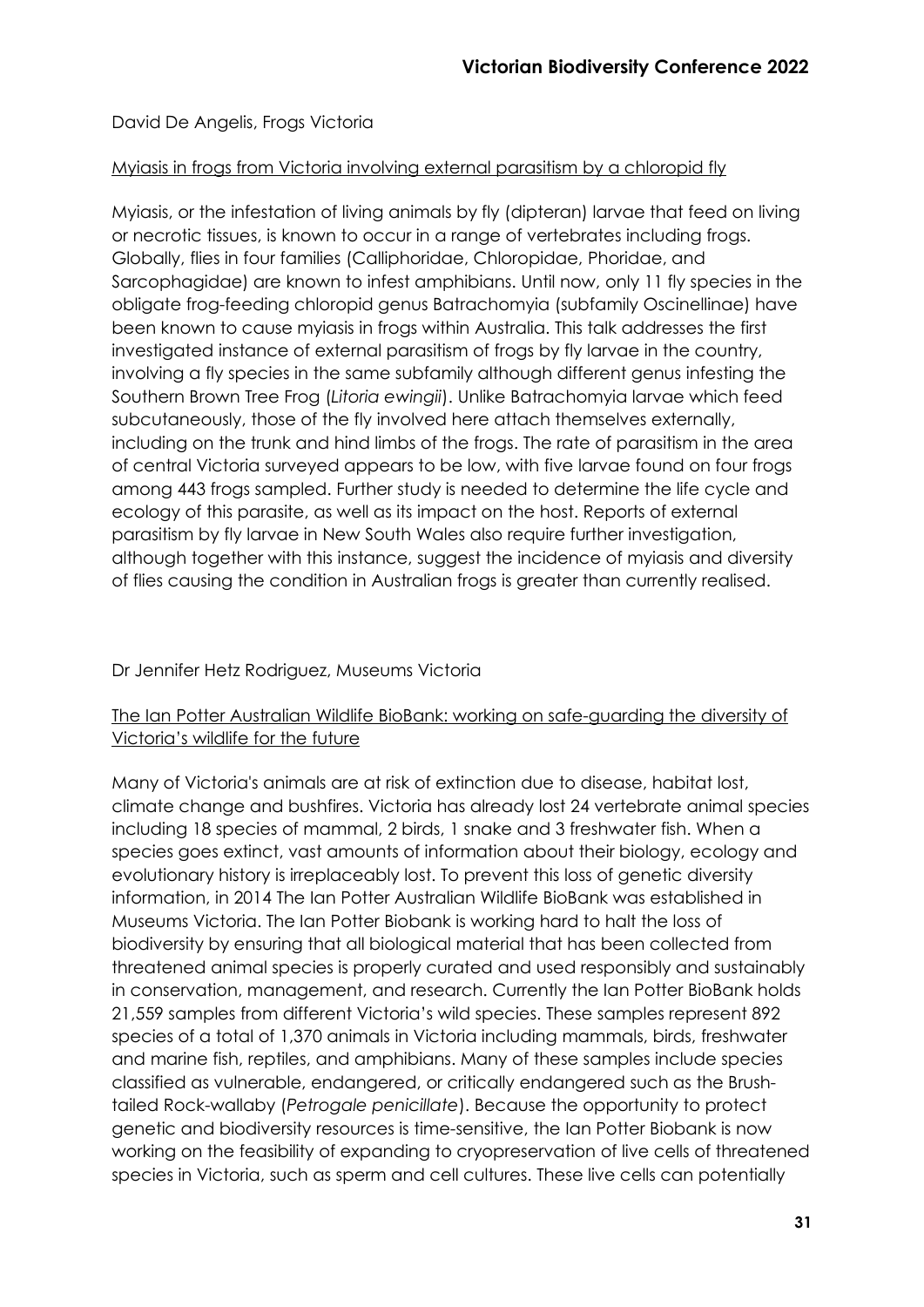David De Angelis, Frogs Victoria

Myiasis in frogs from Victoria involving external parasitism by a chloropid fly

Myiasis, or the infestation of living animals by fly (dipteran) larvae that feed on living or necrotic tissues, is known to occur in a range of vertebrates including frogs. Globally, flies in four families (Calliphoridae, Chloropidae, Phoridae, and Sarcophagidae) are known to infest amphibians. Until now, only 11 fly species in the obligate frog-feeding chloropid genus Batrachomyia (subfamily Oscinellinae) have been known to cause myiasis in frogs within Australia. This talk addresses the first investigated instance of external parasitism of frogs by fly larvae in the country, involving a fly species in the same subfamily although different genus infesting the Southern Brown Tree Frog (*Litoria ewingii*). Unlike Batrachomyia larvae which feed subcutaneously, those of the fly involved here attach themselves externally, including on the trunk and hind limbs of the frogs. The rate of parasitism in the area of central Victoria surveyed appears to be low, with five larvae found on four frogs among 443 frogs sampled. Further study is needed to determine the life cycle and ecology of this parasite, as well as its impact on the host. Reports of external parasitism by fly larvae in New South Wales also require further investigation, although together with this instance, suggest the incidence of myiasis and diversity of flies causing the condition in Australian frogs is greater than currently realised.

Dr Jennifer Hetz Rodriguez, Museums Victoria

The Ian Potter Australian Wildlife BioBank: working on safe-guarding the diversity of Victoria's wildlife for the future

Many of Victoria's animals are at risk of extinction due to disease, habitat lost, climate change and bushfires. Victoria has already lost 24 vertebrate animal species including 18 species of mammal, 2 birds, 1 snake and 3 freshwater fish. When a species goes extinct, vast amounts of information about their biology, ecology and evolutionary history is irreplaceably lost. To prevent this loss of genetic diversity information, in 2014 The Ian Potter Australian Wildlife BioBank was established in Museums Victoria. The Ian Potter Biobank is working hard to halt the loss of biodiversity by ensuring that all biological material that has been collected from threatened animal species is properly curated and used responsibly and sustainably in conservation, management, and research. Currently the Ian Potter BioBank holds 21,559 samples from different Victoria's wild species. These samples represent 892 species of a total of 1,370 animals in Victoria including mammals, birds, freshwater and marine fish, reptiles, and amphibians. Many of these samples include species classified as vulnerable, endangered, or critically endangered such as the Brush-tailed Rock-wallaby (*Petrogale penicillate*). Because the opportunity to protect genetic and biodiversity resources is time-sensitive, the Ian Potter Biobank is now working on the feasibility of expanding to cryopreservation of live cells of threatened species in Victoria, such as sperm and cell cultures. These live cells can potentially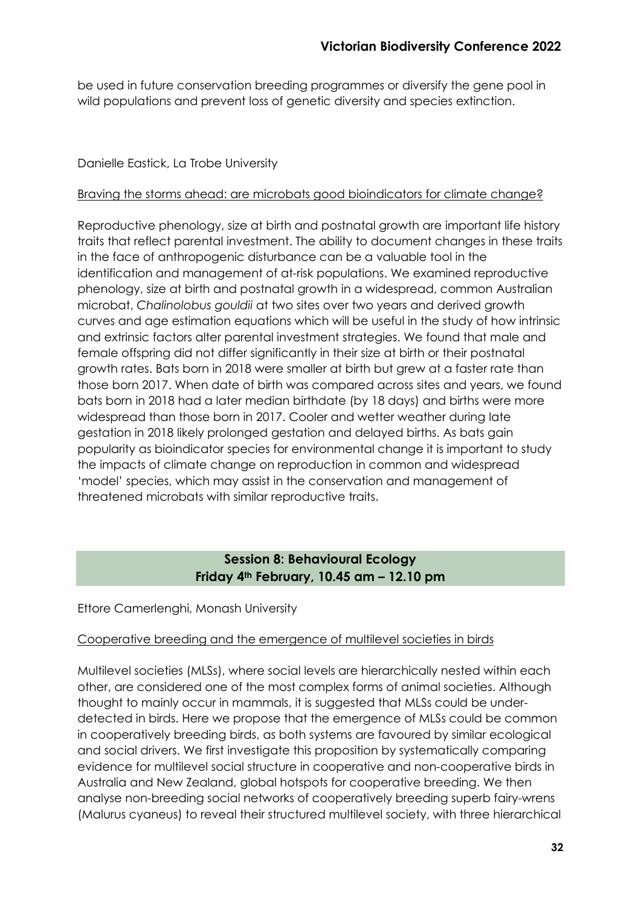be used in future conservation breeding programmes or diversify the gene pool in wild populations and prevent loss of genetic diversity and species extinction.

Danielle Eastick, La Trobe University

Braving the storms ahead: are microbats good bioindicators for climate change?

Reproductive phenology, size at birth and postnatal growth are important life history traits that reflect parental investment. The ability to document changes in these traits in the face of anthropogenic disturbance can be a valuable tool in the identification and management of at-risk populations. We examined reproductive phenology, size at birth and postnatal growth in a widespread, common Australian microbat, *Chalinolobus gouldii* at two sites over two years and derived growth curves and age estimation equations which will be useful in the study of how intrinsic and extrinsic factors alter parental investment strategies. We found that male and female offspring did not differ significantly in their size at birth or their postnatal growth rates. Bats born in 2018 were smaller at birth but grew at a faster rate than those born 2017. When date of birth was compared across sites and years, we found bats born in 2018 had a later median birthdate (by 18 days) and births were more widespread than those born in 2017. Cooler and wetter weather during late gestation in 2018 likely prolonged gestation and delayed births. As bats gain popularity as bioindicator species for environmental change it is important to study the impacts of climate change on reproduction in common and widespread 'model' species, which may assist in the conservation and management of threatened microbats with similar reproductive traits.

## Session 8: Behavioural Ecology
**Friday 4th February, 10.45 am – 12.10 pm**

Ettore Camerlenghi, Monash University

Cooperative breeding and the emergence of multilevel societies in birds

Multilevel societies (MLSs), where social levels are hierarchically nested within each other, are considered one of the most complex forms of animal societies. Although thought to mainly occur in mammals, it is suggested that MLSs could be under-detected in birds. Here we propose that the emergence of MLSs could be common in cooperatively breeding birds, as both systems are favoured by similar ecological and social drivers. We first investigate this proposition by systematically comparing evidence for multilevel social structure in cooperative and non-cooperative birds in Australia and New Zealand, global hotspots for cooperative breeding. We then analyse non-breeding social networks of cooperatively breeding superb fairy-wrens (Malurus cyaneus) to reveal their structured multilevel society, with three hierarchical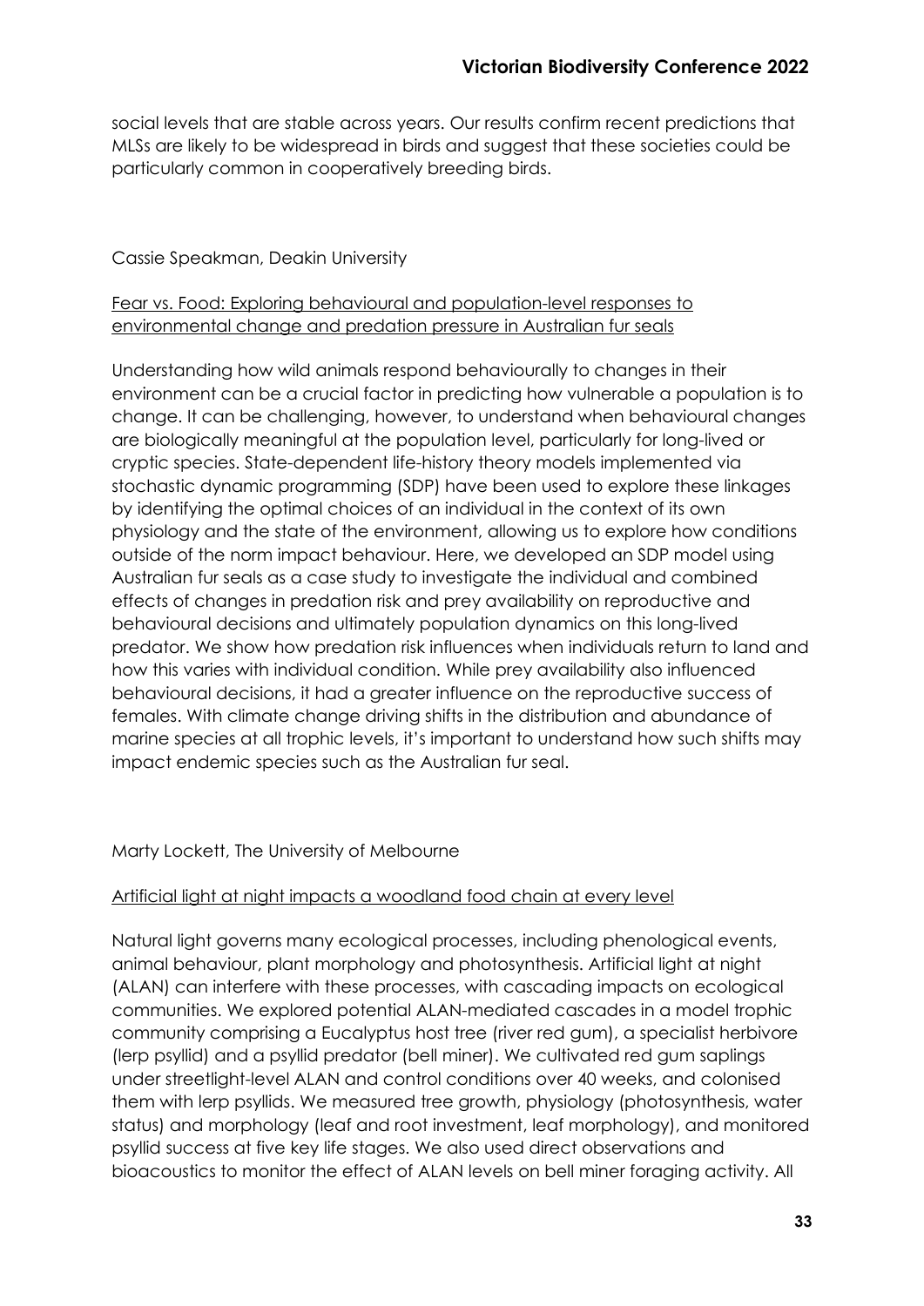social levels that are stable across years. Our results confirm recent predictions that MLSs are likely to be widespread in birds and suggest that these societies could be particularly common in cooperatively breeding birds.

Cassie Speakman, Deakin University

<u>Fear vs. Food: Exploring behavioural and population-level responses to environmental change and predation pressure in Australian fur seals</u>

Understanding how wild animals respond behaviourally to changes in their environment can be a crucial factor in predicting how vulnerable a population is to change. It can be challenging, however, to understand when behavioural changes are biologically meaningful at the population level, particularly for long-lived or cryptic species. State-dependent life-history theory models implemented via stochastic dynamic programming (SDP) have been used to explore these linkages by identifying the optimal choices of an individual in the context of its own physiology and the state of the environment, allowing us to explore how conditions outside of the norm impact behaviour. Here, we developed an SDP model using Australian fur seals as a case study to investigate the individual and combined effects of changes in predation risk and prey availability on reproductive and behavioural decisions and ultimately population dynamics on this long-lived predator. We show how predation risk influences when individuals return to land and how this varies with individual condition. While prey availability also influenced behavioural decisions, it had a greater influence on the reproductive success of females. With climate change driving shifts in the distribution and abundance of marine species at all trophic levels, it's important to understand how such shifts may impact endemic species such as the Australian fur seal.

Marty Lockett, The University of Melbourne

<u>Artificial light at night impacts a woodland food chain at every level</u>

Natural light governs many ecological processes, including phenological events, animal behaviour, plant morphology and photosynthesis. Artificial light at night (ALAN) can interfere with these processes, with cascading impacts on ecological communities. We explored potential ALAN-mediated cascades in a model trophic community comprising a Eucalyptus host tree (river red gum), a specialist herbivore (lerp psyllid) and a psyllid predator (bell miner). We cultivated red gum saplings under streetlight-level ALAN and control conditions over 40 weeks, and colonised them with lerp psyllids. We measured tree growth, physiology (photosynthesis, water status) and morphology (leaf and root investment, leaf morphology), and monitored psyllid success at five key life stages. We also used direct observations and bioacoustics to monitor the effect of ALAN levels on bell miner foraging activity. All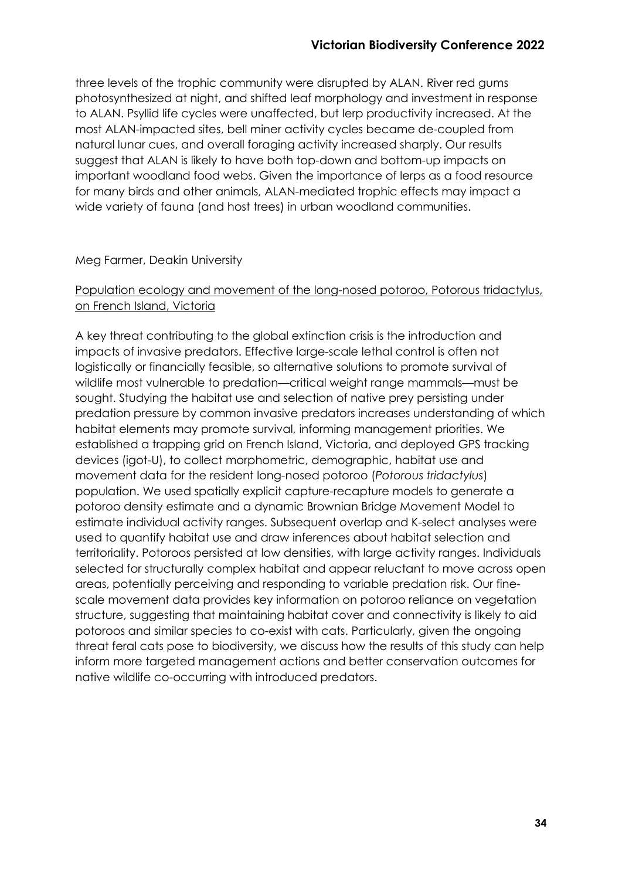three levels of the trophic community were disrupted by ALAN. River red gums photosynthesized at night, and shifted leaf morphology and investment in response to ALAN. Psyllid life cycles were unaffected, but lerp productivity increased. At the most ALAN-impacted sites, bell miner activity cycles became de-coupled from natural lunar cues, and overall foraging activity increased sharply. Our results suggest that ALAN is likely to have both top-down and bottom-up impacts on important woodland food webs. Given the importance of lerps as a food resource for many birds and other animals, ALAN-mediated trophic effects may impact a wide variety of fauna (and host trees) in urban woodland communities.

Meg Farmer, Deakin University

<u>Population ecology and movement of the long-nosed potoroo, Potorous tridactylus, on French Island, Victoria</u>

A key threat contributing to the global extinction crisis is the introduction and impacts of invasive predators. Effective large-scale lethal control is often not logistically or financially feasible, so alternative solutions to promote survival of wildlife most vulnerable to predation—critical weight range mammals—must be sought. Studying the habitat use and selection of native prey persisting under predation pressure by common invasive predators increases understanding of which habitat elements may promote survival, informing management priorities. We established a trapping grid on French Island, Victoria, and deployed GPS tracking devices (igot-U), to collect morphometric, demographic, habitat use and movement data for the resident long-nosed potoroo (*Potorous tridactylus*) population. We used spatially explicit capture-recapture models to generate a potoroo density estimate and a dynamic Brownian Bridge Movement Model to estimate individual activity ranges. Subsequent overlap and K-select analyses were used to quantify habitat use and draw inferences about habitat selection and territoriality. Potoroos persisted at low densities, with large activity ranges. Individuals selected for structurally complex habitat and appear reluctant to move across open areas, potentially perceiving and responding to variable predation risk. Our fine-scale movement data provides key information on potoroo reliance on vegetation structure, suggesting that maintaining habitat cover and connectivity is likely to aid potoroos and similar species to co-exist with cats. Particularly, given the ongoing threat feral cats pose to biodiversity, we discuss how the results of this study can help inform more targeted management actions and better conservation outcomes for native wildlife co-occurring with introduced predators.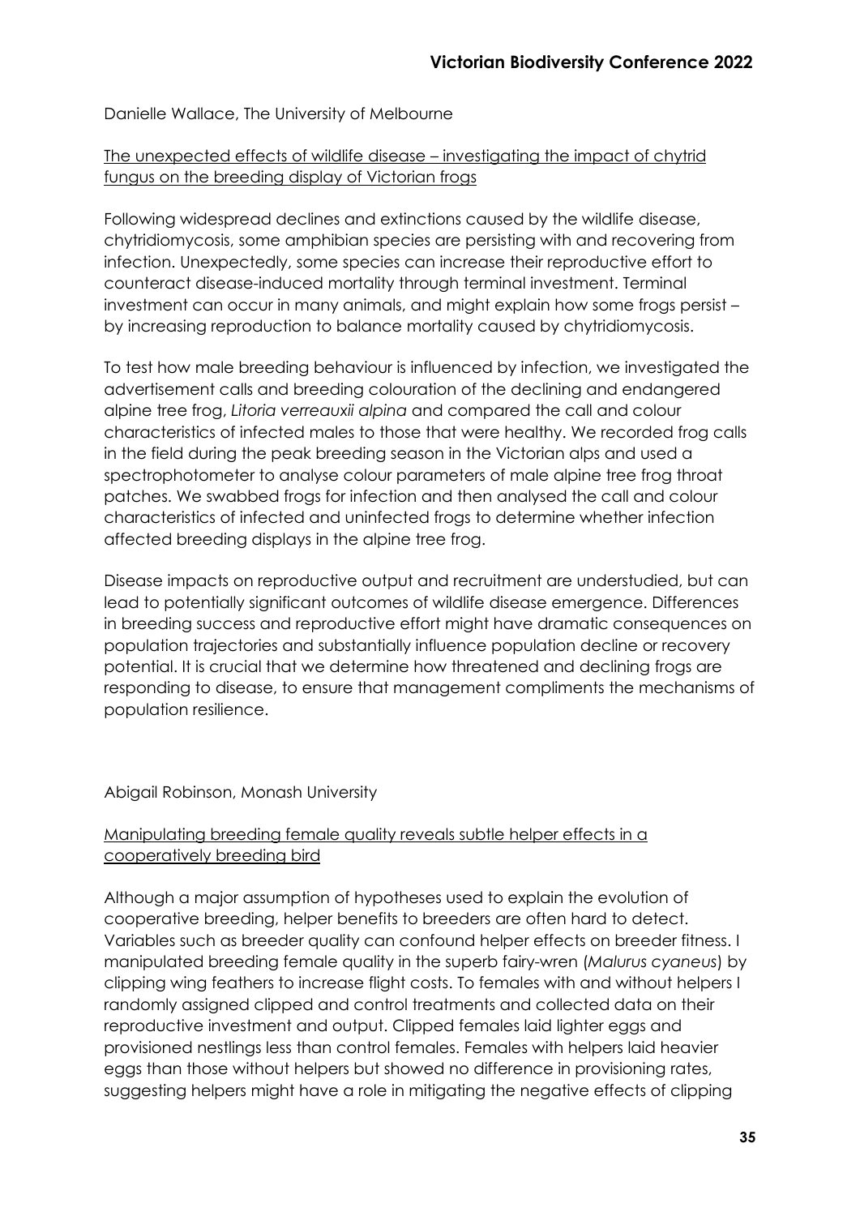Danielle Wallace, The University of Melbourne

The unexpected effects of wildlife disease – investigating the impact of chytrid fungus on the breeding display of Victorian frogs

Following widespread declines and extinctions caused by the wildlife disease, chytridiomycosis, some amphibian species are persisting with and recovering from infection. Unexpectedly, some species can increase their reproductive effort to counteract disease-induced mortality through terminal investment. Terminal investment can occur in many animals, and might explain how some frogs persist – by increasing reproduction to balance mortality caused by chytridiomycosis.

To test how male breeding behaviour is influenced by infection, we investigated the advertisement calls and breeding colouration of the declining and endangered alpine tree frog, *Litoria verreauxii alpina* and compared the call and colour characteristics of infected males to those that were healthy. We recorded frog calls in the field during the peak breeding season in the Victorian alps and used a spectrophotometer to analyse colour parameters of male alpine tree frog throat patches. We swabbed frogs for infection and then analysed the call and colour characteristics of infected and uninfected frogs to determine whether infection affected breeding displays in the alpine tree frog.

Disease impacts on reproductive output and recruitment are understudied, but can lead to potentially significant outcomes of wildlife disease emergence. Differences in breeding success and reproductive effort might have dramatic consequences on population trajectories and substantially influence population decline or recovery potential. It is crucial that we determine how threatened and declining frogs are responding to disease, to ensure that management compliments the mechanisms of population resilience.

Abigail Robinson, Monash University

Manipulating breeding female quality reveals subtle helper effects in a cooperatively breeding bird

Although a major assumption of hypotheses used to explain the evolution of cooperative breeding, helper benefits to breeders are often hard to detect. Variables such as breeder quality can confound helper effects on breeder fitness. I manipulated breeding female quality in the superb fairy-wren (*Malurus cyaneus*) by clipping wing feathers to increase flight costs. To females with and without helpers I randomly assigned clipped and control treatments and collected data on their reproductive investment and output. Clipped females laid lighter eggs and provisioned nestlings less than control females. Females with helpers laid heavier eggs than those without helpers but showed no difference in provisioning rates, suggesting helpers might have a role in mitigating the negative effects of clipping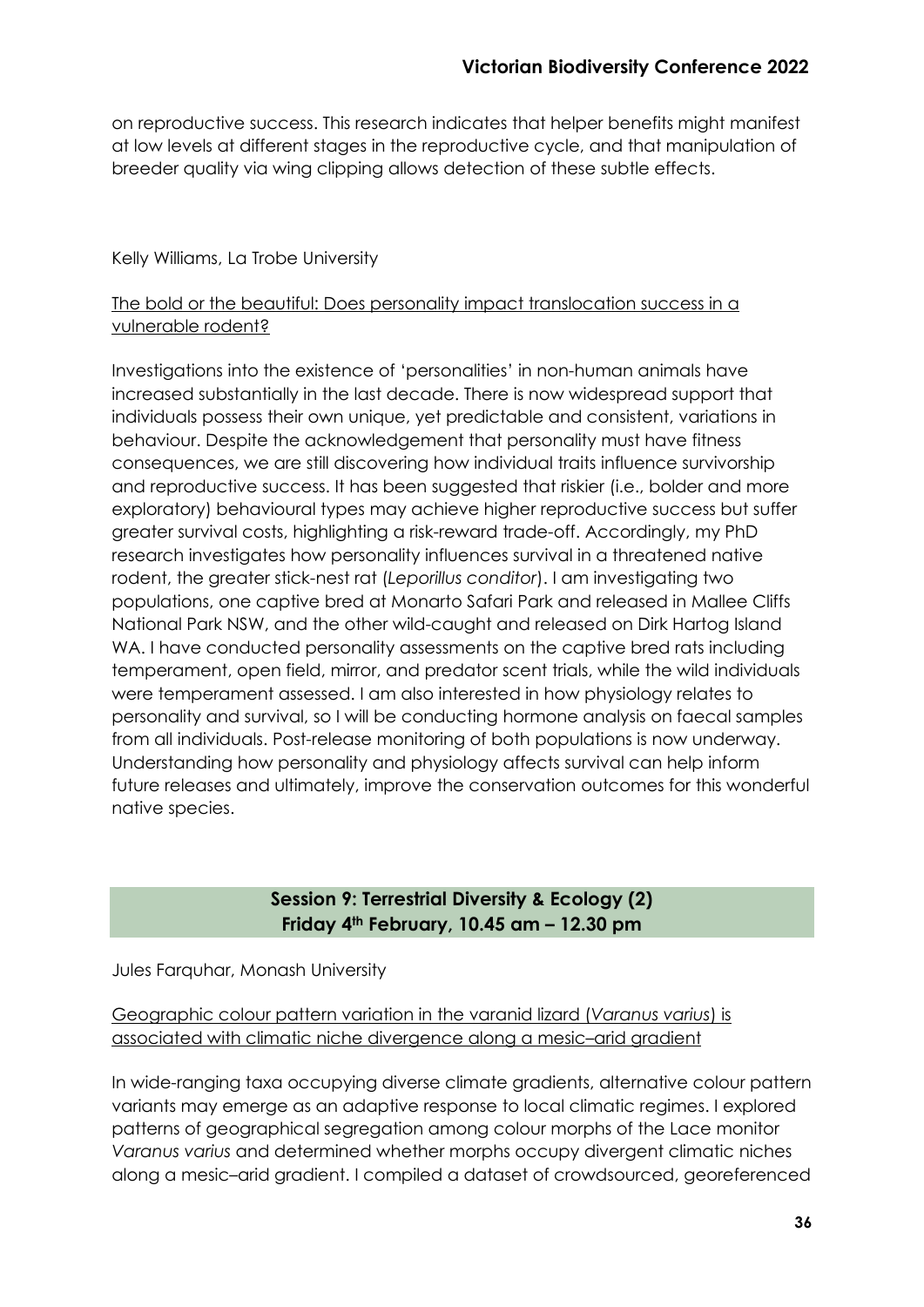on reproductive success. This research indicates that helper benefits might manifest at low levels at different stages in the reproductive cycle, and that manipulation of breeder quality via wing clipping allows detection of these subtle effects.

Kelly Williams, La Trobe University

<u>The bold or the beautiful: Does personality impact translocation success in a vulnerable rodent?</u>

Investigations into the existence of 'personalities' in non-human animals have increased substantially in the last decade. There is now widespread support that individuals possess their own unique, yet predictable and consistent, variations in behaviour. Despite the acknowledgement that personality must have fitness consequences, we are still discovering how individual traits influence survivorship and reproductive success. It has been suggested that riskier (i.e., bolder and more exploratory) behavioural types may achieve higher reproductive success but suffer greater survival costs, highlighting a risk-reward trade-off. Accordingly, my PhD research investigates how personality influences survival in a threatened native rodent, the greater stick-nest rat (*Leporillus conditor*). I am investigating two populations, one captive bred at Monarto Safari Park and released in Mallee Cliffs National Park NSW, and the other wild-caught and released on Dirk Hartog Island WA. I have conducted personality assessments on the captive bred rats including temperament, open field, mirror, and predator scent trials, while the wild individuals were temperament assessed. I am also interested in how physiology relates to personality and survival, so I will be conducting hormone analysis on faecal samples from all individuals. Post-release monitoring of both populations is now underway. Understanding how personality and physiology affects survival can help inform future releases and ultimately, improve the conservation outcomes for this wonderful native species.

## Session 9: Terrestrial Diversity & Ecology (2)
### Friday 4th February, 10.45 am – 12.30 pm

Jules Farquhar, Monash University

<u>Geographic colour pattern variation in the varanid lizard (*Varanus varius*) is associated with climatic niche divergence along a mesic–arid gradient</u>

In wide-ranging taxa occupying diverse climate gradients, alternative colour pattern variants may emerge as an adaptive response to local climatic regimes. I explored patterns of geographical segregation among colour morphs of the Lace monitor *Varanus varius* and determined whether morphs occupy divergent climatic niches along a mesic–arid gradient. I compiled a dataset of crowdsourced, georeferenced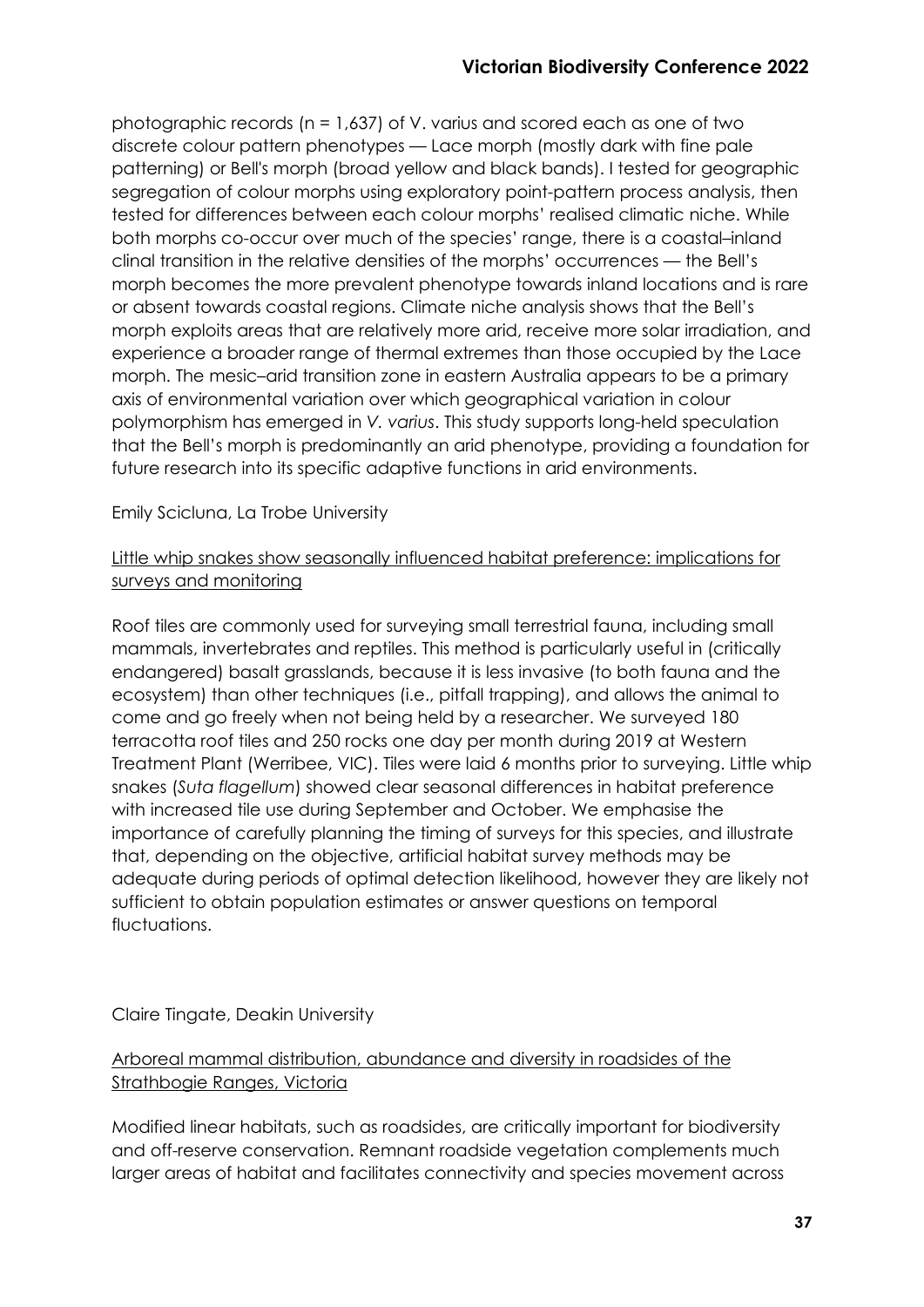photographic records (n = 1,637) of V. varius and scored each as one of two discrete colour pattern phenotypes — Lace morph (mostly dark with fine pale patterning) or Bell's morph (broad yellow and black bands). I tested for geographic segregation of colour morphs using exploratory point-pattern process analysis, then tested for differences between each colour morphs' realised climatic niche. While both morphs co-occur over much of the species' range, there is a coastal–inland clinal transition in the relative densities of the morphs' occurrences — the Bell's morph becomes the more prevalent phenotype towards inland locations and is rare or absent towards coastal regions. Climate niche analysis shows that the Bell's morph exploits areas that are relatively more arid, receive more solar irradiation, and experience a broader range of thermal extremes than those occupied by the Lace morph. The mesic–arid transition zone in eastern Australia appears to be a primary axis of environmental variation over which geographical variation in colour polymorphism has emerged in *V. varius*. This study supports long-held speculation that the Bell's morph is predominantly an arid phenotype, providing a foundation for future research into its specific adaptive functions in arid environments.

Emily Scicluna, La Trobe University

Little whip snakes show seasonally influenced habitat preference: implications for surveys and monitoring

Roof tiles are commonly used for surveying small terrestrial fauna, including small mammals, invertebrates and reptiles. This method is particularly useful in (critically endangered) basalt grasslands, because it is less invasive (to both fauna and the ecosystem) than other techniques (i.e., pitfall trapping), and allows the animal to come and go freely when not being held by a researcher. We surveyed 180 terracotta roof tiles and 250 rocks one day per month during 2019 at Western Treatment Plant (Werribee, VIC). Tiles were laid 6 months prior to surveying. Little whip snakes (*Suta flagellum*) showed clear seasonal differences in habitat preference with increased tile use during September and October. We emphasise the importance of carefully planning the timing of surveys for this species, and illustrate that, depending on the objective, artificial habitat survey methods may be adequate during periods of optimal detection likelihood, however they are likely not sufficient to obtain population estimates or answer questions on temporal fluctuations.

Claire Tingate, Deakin University

Arboreal mammal distribution, abundance and diversity in roadsides of the Strathbogie Ranges, Victoria

Modified linear habitats, such as roadsides, are critically important for biodiversity and off-reserve conservation. Remnant roadside vegetation complements much larger areas of habitat and facilitates connectivity and species movement across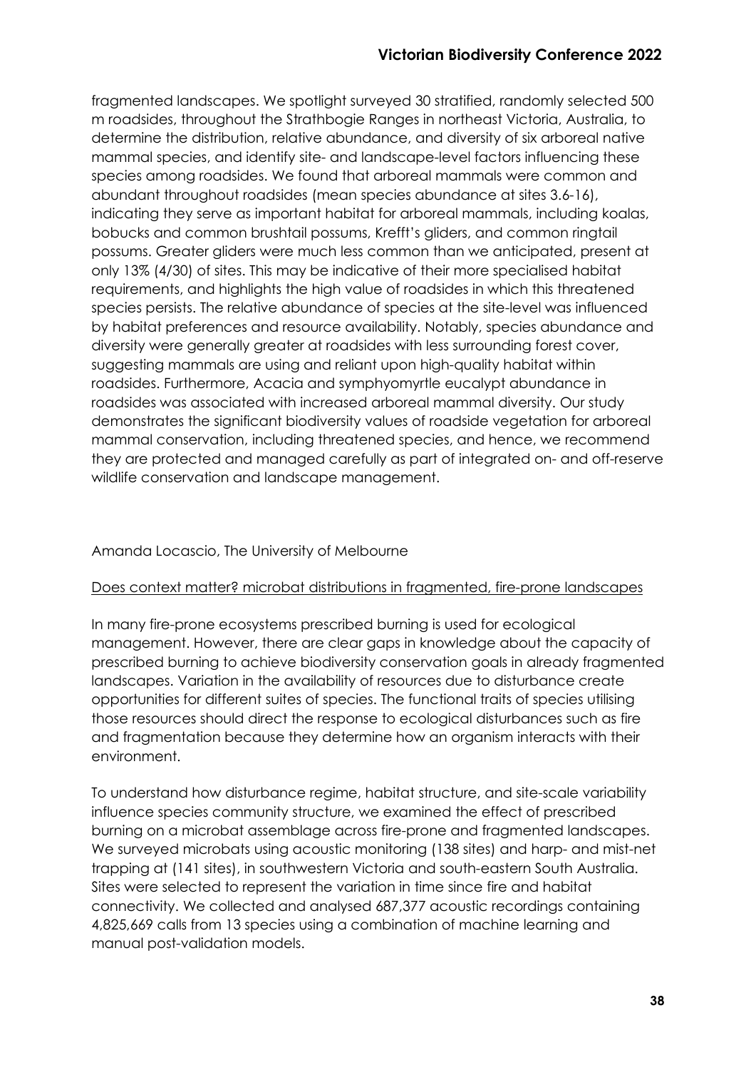fragmented landscapes. We spotlight surveyed 30 stratified, randomly selected 500 m roadsides, throughout the Strathbogie Ranges in northeast Victoria, Australia, to determine the distribution, relative abundance, and diversity of six arboreal native mammal species, and identify site- and landscape-level factors influencing these species among roadsides. We found that arboreal mammals were common and abundant throughout roadsides (mean species abundance at sites 3.6-16), indicating they serve as important habitat for arboreal mammals, including koalas, bobucks and common brushtail possums, Krefft's gliders, and common ringtail possums. Greater gliders were much less common than we anticipated, present at only 13% (4/30) of sites. This may be indicative of their more specialised habitat requirements, and highlights the high value of roadsides in which this threatened species persists. The relative abundance of species at the site-level was influenced by habitat preferences and resource availability. Notably, species abundance and diversity were generally greater at roadsides with less surrounding forest cover, suggesting mammals are using and reliant upon high-quality habitat within roadsides. Furthermore, Acacia and symphyomyrtle eucalypt abundance in roadsides was associated with increased arboreal mammal diversity. Our study demonstrates the significant biodiversity values of roadside vegetation for arboreal mammal conservation, including threatened species, and hence, we recommend they are protected and managed carefully as part of integrated on- and off-reserve wildlife conservation and landscape management.

Amanda Locascio, The University of Melbourne

Does context matter? microbat distributions in fragmented, fire-prone landscapes

In many fire-prone ecosystems prescribed burning is used for ecological management. However, there are clear gaps in knowledge about the capacity of prescribed burning to achieve biodiversity conservation goals in already fragmented landscapes. Variation in the availability of resources due to disturbance create opportunities for different suites of species. The functional traits of species utilising those resources should direct the response to ecological disturbances such as fire and fragmentation because they determine how an organism interacts with their environment.

To understand how disturbance regime, habitat structure, and site-scale variability influence species community structure, we examined the effect of prescribed burning on a microbat assemblage across fire-prone and fragmented landscapes. We surveyed microbats using acoustic monitoring (138 sites) and harp- and mist-net trapping at (141 sites), in southwestern Victoria and south-eastern South Australia. Sites were selected to represent the variation in time since fire and habitat connectivity. We collected and analysed 687,377 acoustic recordings containing 4,825,669 calls from 13 species using a combination of machine learning and manual post-validation models.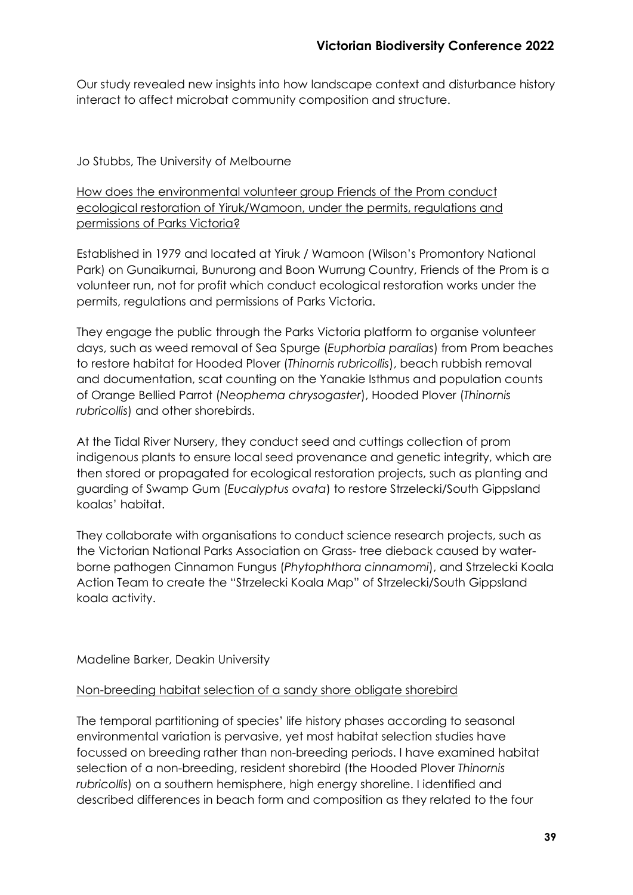Our study revealed new insights into how landscape context and disturbance history interact to affect microbat community composition and structure.

Jo Stubbs, The University of Melbourne

<u>How does the environmental volunteer group Friends of the Prom conduct ecological restoration of Yiruk/Wamoon, under the permits, regulations and permissions of Parks Victoria?</u>

Established in 1979 and located at Yiruk / Wamoon (Wilson's Promontory National Park) on Gunaikurnai, Bunurong and Boon Wurrung Country, Friends of the Prom is a volunteer run, not for profit which conduct ecological restoration works under the permits, regulations and permissions of Parks Victoria.

They engage the public through the Parks Victoria platform to organise volunteer days, such as weed removal of Sea Spurge (*Euphorbia paralias*) from Prom beaches to restore habitat for Hooded Plover (*Thinornis rubricollis*), beach rubbish removal and documentation, scat counting on the Yanakie Isthmus and population counts of Orange Bellied Parrot (*Neophema chrysogaster*), Hooded Plover (*Thinornis rubricollis*) and other shorebirds.

At the Tidal River Nursery, they conduct seed and cuttings collection of prom indigenous plants to ensure local seed provenance and genetic integrity, which are then stored or propagated for ecological restoration projects, such as planting and guarding of Swamp Gum (*Eucalyptus ovata*) to restore Strzelecki/South Gippsland koalas' habitat.

They collaborate with organisations to conduct science research projects, such as the Victorian National Parks Association on Grass- tree dieback caused by water-borne pathogen Cinnamon Fungus (*Phytophthora cinnamomi*), and Strzelecki Koala Action Team to create the "Strzelecki Koala Map" of Strzelecki/South Gippsland koala activity.

Madeline Barker, Deakin University

<u>Non-breeding habitat selection of a sandy shore obligate shorebird</u>

The temporal partitioning of species' life history phases according to seasonal environmental variation is pervasive, yet most habitat selection studies have focussed on breeding rather than non-breeding periods. I have examined habitat selection of a non-breeding, resident shorebird (the Hooded Plover *Thinornis rubricollis*) on a southern hemisphere, high energy shoreline. I identified and described differences in beach form and composition as they related to the four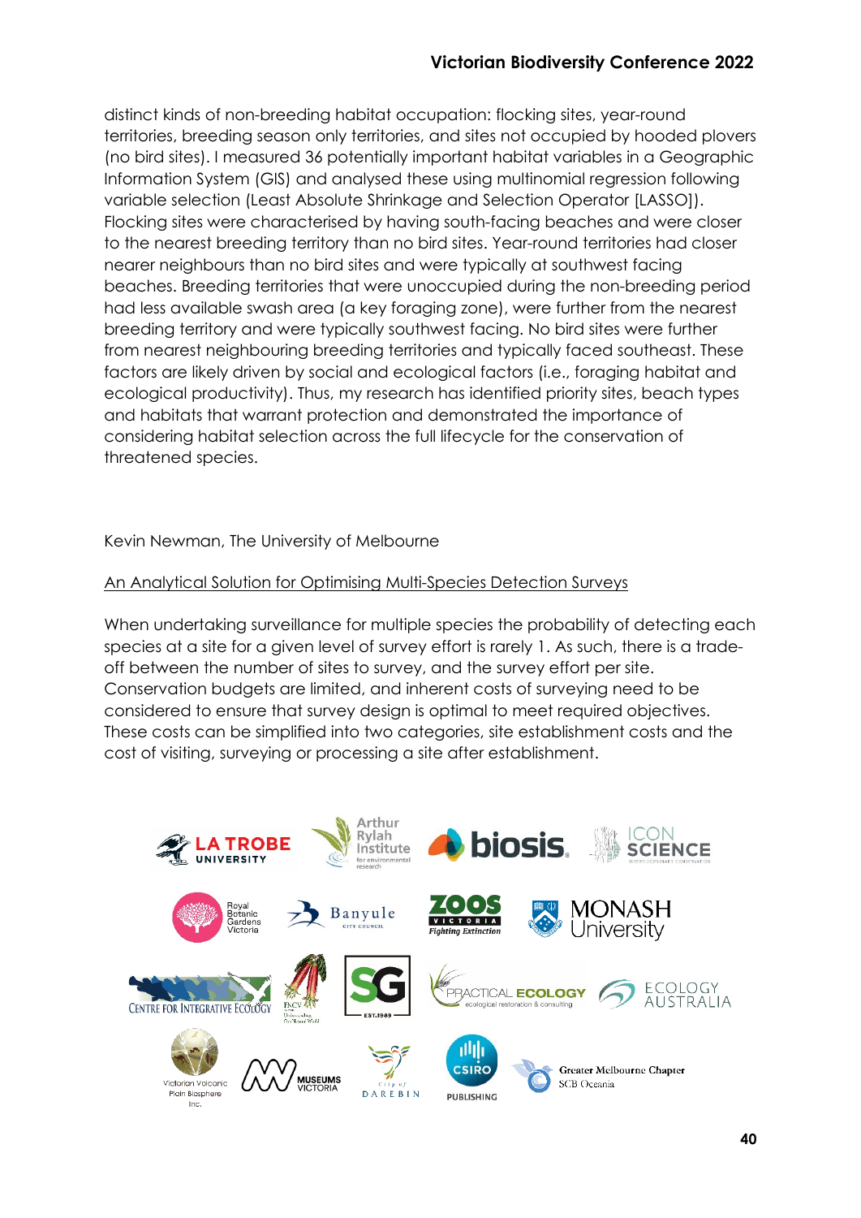distinct kinds of non-breeding habitat occupation: flocking sites, year-round territories, breeding season only territories, and sites not occupied by hooded plovers (no bird sites). I measured 36 potentially important habitat variables in a Geographic Information System (GIS) and analysed these using multinomial regression following variable selection (Least Absolute Shrinkage and Selection Operator [LASSO]). Flocking sites were characterised by having south-facing beaches and were closer to the nearest breeding territory than no bird sites. Year-round territories had closer nearer neighbours than no bird sites and were typically at southwest facing beaches. Breeding territories that were unoccupied during the non-breeding period had less available swash area (a key foraging zone), were further from the nearest breeding territory and were typically southwest facing. No bird sites were further from nearest neighbouring breeding territories and typically faced southeast. These factors are likely driven by social and ecological factors (i.e., foraging habitat and ecological productivity). Thus, my research has identified priority sites, beach types and habitats that warrant protection and demonstrated the importance of considering habitat selection across the full lifecycle for the conservation of threatened species.

Kevin Newman, The University of Melbourne

An Analytical Solution for Optimising Multi-Species Detection Surveys

When undertaking surveillance for multiple species the probability of detecting each species at a site for a given level of survey effort is rarely 1. As such, there is a trade-off between the number of sites to survey, and the survey effort per site. Conservation budgets are limited, and inherent costs of surveying need to be considered to ensure that survey design is optimal to meet required objectives. These costs can be simplified into two categories, site establishment costs and the cost of visiting, surveying or processing a site after establishment.